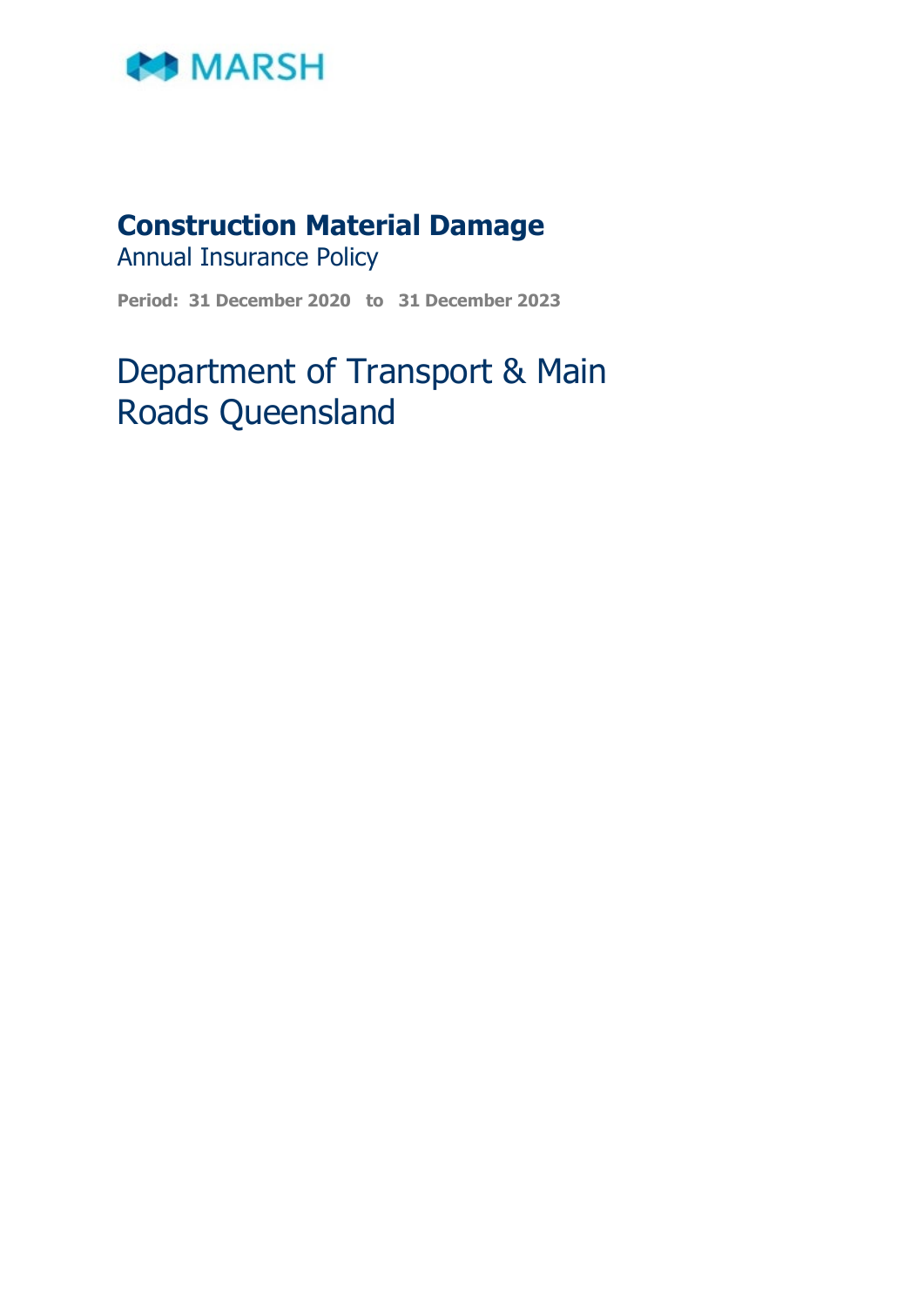MARSH

# Construction Material Damage

Annual Insurance Policy

**Period: 31 December 2020 to 31 December 2023**

## Department of Transport & Main Roads Queensland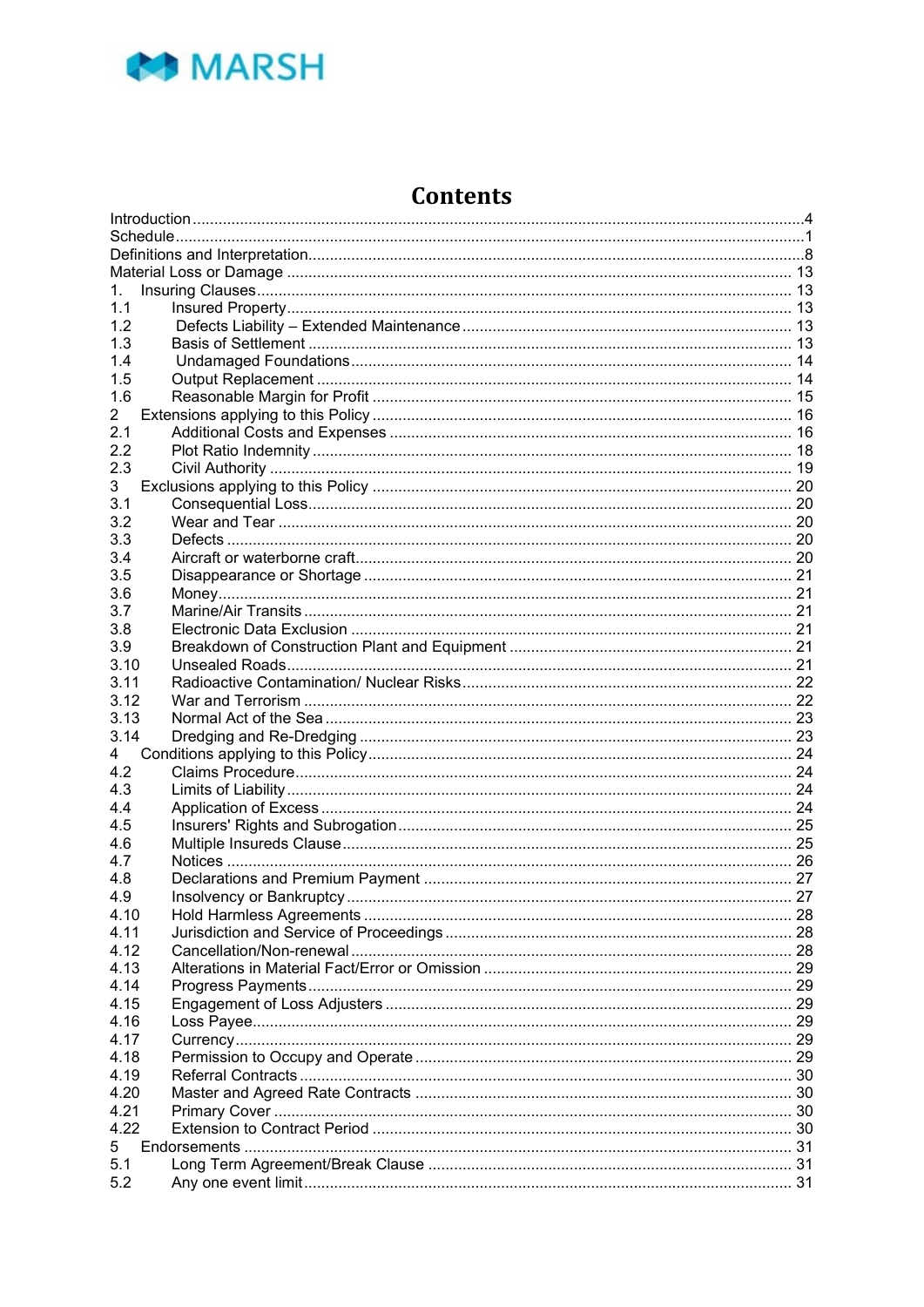# Contents

| | | |
|---|---|---|
| Introduction | | 4 |
| Schedule | | 1 |
| Definitions and Interpretation | | 8 |
| Material Loss or Damage | | 13 |
| 1. | Insuring Clauses | 13 |
| 1.1 | Insured Property | 13 |
| 1.2 | Defects Liability – Extended Maintenance | 13 |
| 1.3 | Basis of Settlement | 13 |
| 1.4 | Undamaged Foundations | 14 |
| 1.5 | Output Replacement | 14 |
| 1.6 | Reasonable Margin for Profit | 15 |
| 2 | Extensions applying to this Policy | 16 |
| 2.1 | Additional Costs and Expenses | 16 |
| 2.2 | Plot Ratio Indemnity | 18 |
| 2.3 | Civil Authority | 19 |
| 3 | Exclusions applying to this Policy | 20 |
| 3.1 | Consequential Loss | 20 |
| 3.2 | Wear and Tear | 20 |
| 3.3 | Defects | 20 |
| 3.4 | Aircraft or waterborne craft | 20 |
| 3.5 | Disappearance or Shortage | 21 |
| 3.6 | Money | 21 |
| 3.7 | Marine/Air Transits | 21 |
| 3.8 | Electronic Data Exclusion | 21 |
| 3.9 | Breakdown of Construction Plant and Equipment | 21 |
| 3.10 | Unsealed Roads | 21 |
| 3.11 | Radioactive Contamination/ Nuclear Risks | 22 |
| 3.12 | War and Terrorism | 22 |
| 3.13 | Normal Act of the Sea | 23 |
| 3.14 | Dredging and Re-Dredging | 23 |
| 4 | Conditions applying to this Policy | 24 |
| 4.2 | Claims Procedure | 24 |
| 4.3 | Limits of Liability | 24 |
| 4.4 | Application of Excess | 24 |
| 4.5 | Insurers' Rights and Subrogation | 25 |
| 4.6 | Multiple Insureds Clause | 25 |
| 4.7 | Notices | 26 |
| 4.8 | Declarations and Premium Payment | 27 |
| 4.9 | Insolvency or Bankruptcy | 27 |
| 4.10 | Hold Harmless Agreements | 28 |
| 4.11 | Jurisdiction and Service of Proceedings | 28 |
| 4.12 | Cancellation/Non-renewal | 28 |
| 4.13 | Alterations in Material Fact/Error or Omission | 29 |
| 4.14 | Progress Payments | 29 |
| 4.15 | Engagement of Loss Adjusters | 29 |
| 4.16 | Loss Payee | 29 |
| 4.17 | Currency | 29 |
| 4.18 | Permission to Occupy and Operate | 29 |
| 4.19 | Referral Contracts | 30 |
| 4.20 | Master and Agreed Rate Contracts | 30 |
| 4.21 | Primary Cover | 30 |
| 4.22 | Extension to Contract Period | 30 |
| 5 | Endorsements | 31 |
| 5.1 | Long Term Agreement/Break Clause | 31 |
| 5.2 | Any one event limit | 31 |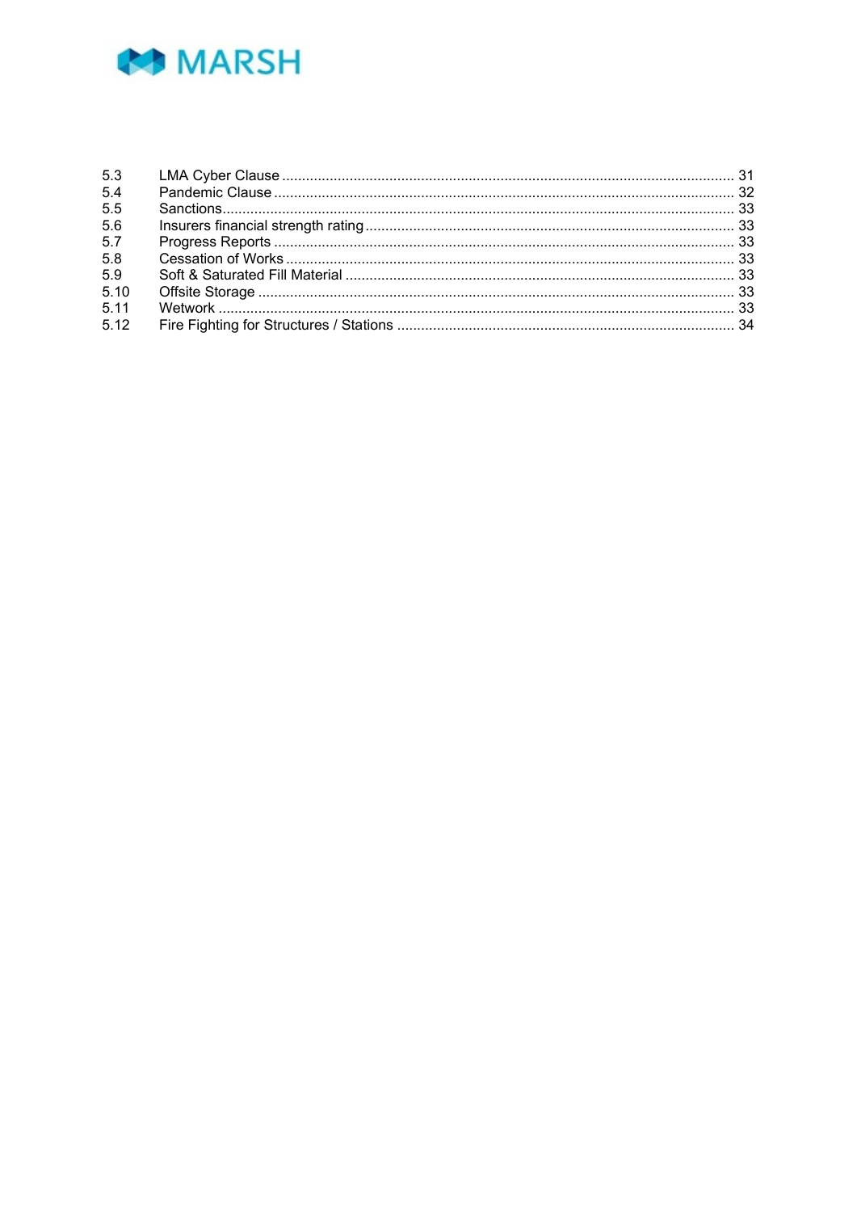| | | |
|---|---|---|
| 5.3 | LMA Cyber Clause | 31 |
| 5.4 | Pandemic Clause | 32 |
| 5.5 | Sanctions | 33 |
| 5.6 | Insurers financial strength rating | 33 |
| 5.7 | Progress Reports | 33 |
| 5.8 | Cessation of Works | 33 |
| 5.9 | Soft & Saturated Fill Material | 33 |
| 5.10 | Offsite Storage | 33 |
| 5.11 | Wetwork | 33 |
| 5.12 | Fire Fighting for Structures / Stations | 34 |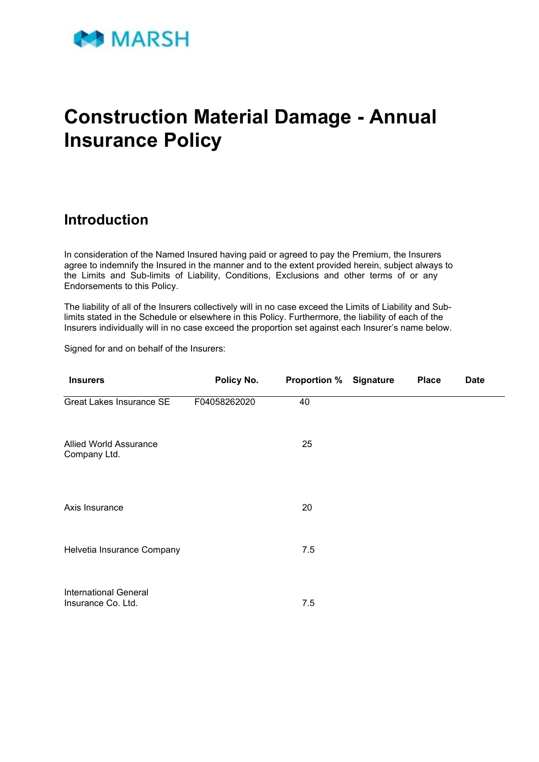MARSH

# Construction Material Damage - Annual Insurance Policy

## Introduction

In consideration of the Named Insured having paid or agreed to pay the Premium, the Insurers agree to indemnify the Insured in the manner and to the extent provided herein, subject always to the Limits and Sub-limits of Liability, Conditions, Exclusions and other terms of or any Endorsements to this Policy.

The liability of all of the Insurers collectively will in no case exceed the Limits of Liability and Sub-limits stated in the Schedule or elsewhere in this Policy. Furthermore, the liability of each of the Insurers individually will in no case exceed the proportion set against each Insurer's name below.

Signed for and on behalf of the Insurers:

| Insurers | Policy No. | Proportion % | Signature | Place | Date |
|---|---|---|---|---|---|
| Great Lakes Insurance SE | F04058262020 | 40 | | | |
| Allied World Assurance Company Ltd. | | 25 | | | |
| Axis Insurance | | 20 | | | |
| Helvetia Insurance Company | | 7.5 | | | |
| International General Insurance Co. Ltd. | | 7.5 | | | |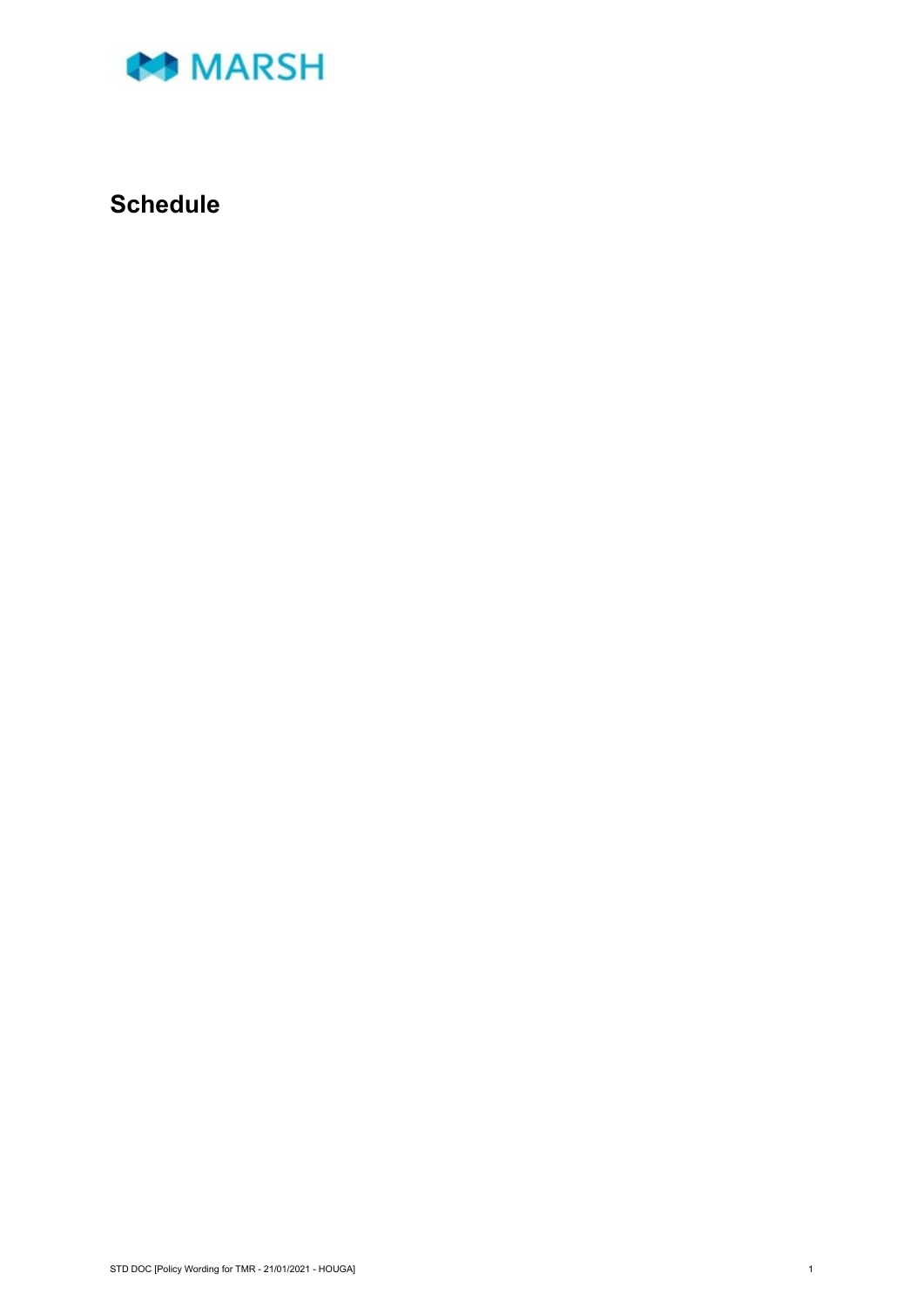# Schedule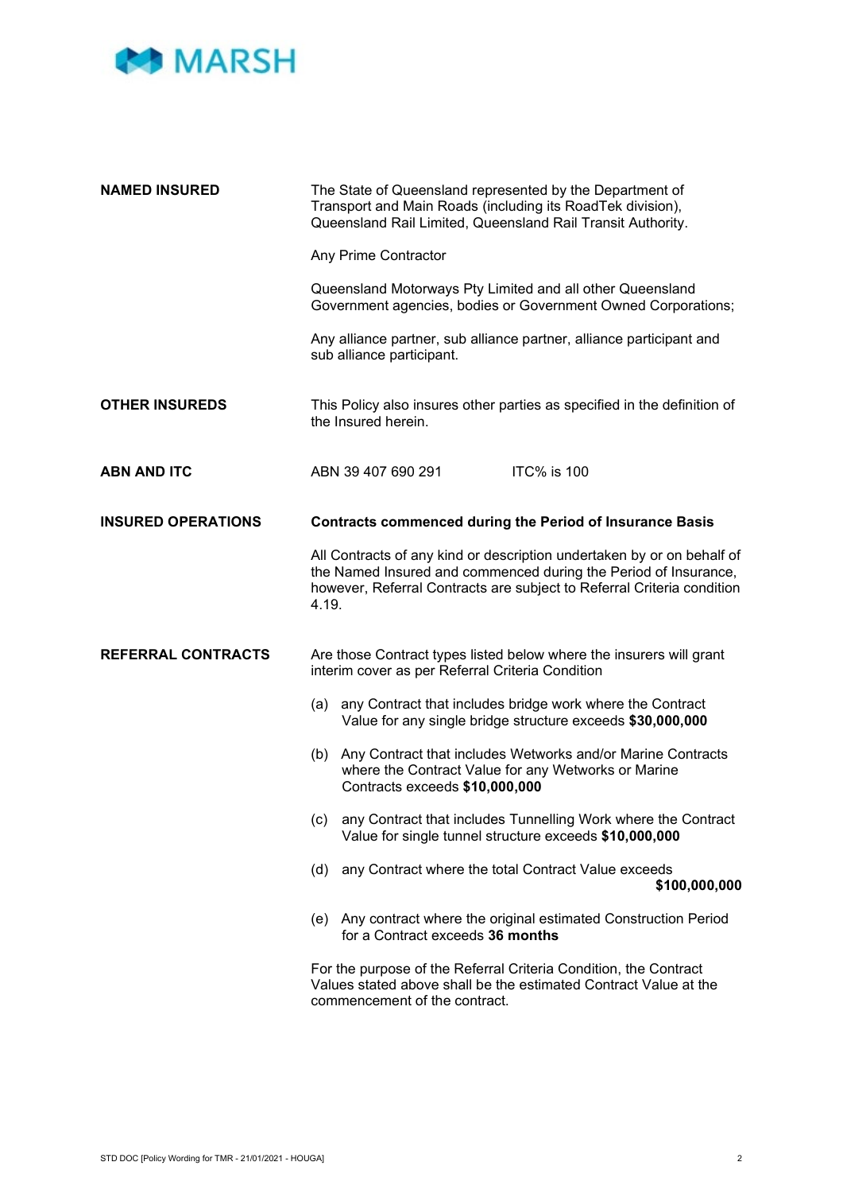**NAMED INSURED**

The State of Queensland represented by the Department of Transport and Main Roads (including its RoadTek division), Queensland Rail Limited, Queensland Rail Transit Authority.

Any Prime Contractor

Queensland Motorways Pty Limited and all other Queensland Government agencies, bodies or Government Owned Corporations;

Any alliance partner, sub alliance partner, alliance participant and sub alliance participant.

**OTHER INSUREDS**

This Policy also insures other parties as specified in the definition of the Insured herein.

**ABN AND ITC**

ABN 39 407 690 291 ITC% is 100

**INSURED OPERATIONS**

**Contracts commenced during the Period of Insurance Basis**

All Contracts of any kind or description undertaken by or on behalf of the Named Insured and commenced during the Period of Insurance, however, Referral Contracts are subject to Referral Criteria condition 4.19.

**REFERRAL CONTRACTS**

Are those Contract types listed below where the insurers will grant interim cover as per Referral Criteria Condition

(a) any Contract that includes bridge work where the Contract Value for any single bridge structure exceeds **$30,000,000**

(b) Any Contract that includes Wetworks and/or Marine Contracts where the Contract Value for any Wetworks or Marine Contracts exceeds **$10,000,000**

(c) any Contract that includes Tunnelling Work where the Contract Value for single tunnel structure exceeds **$10,000,000**

(d) any Contract where the total Contract Value exceeds **$100,000,000**

(e) Any contract where the original estimated Construction Period for a Contract exceeds **36 months**

For the purpose of the Referral Criteria Condition, the Contract Values stated above shall be the estimated Contract Value at the commencement of the contract.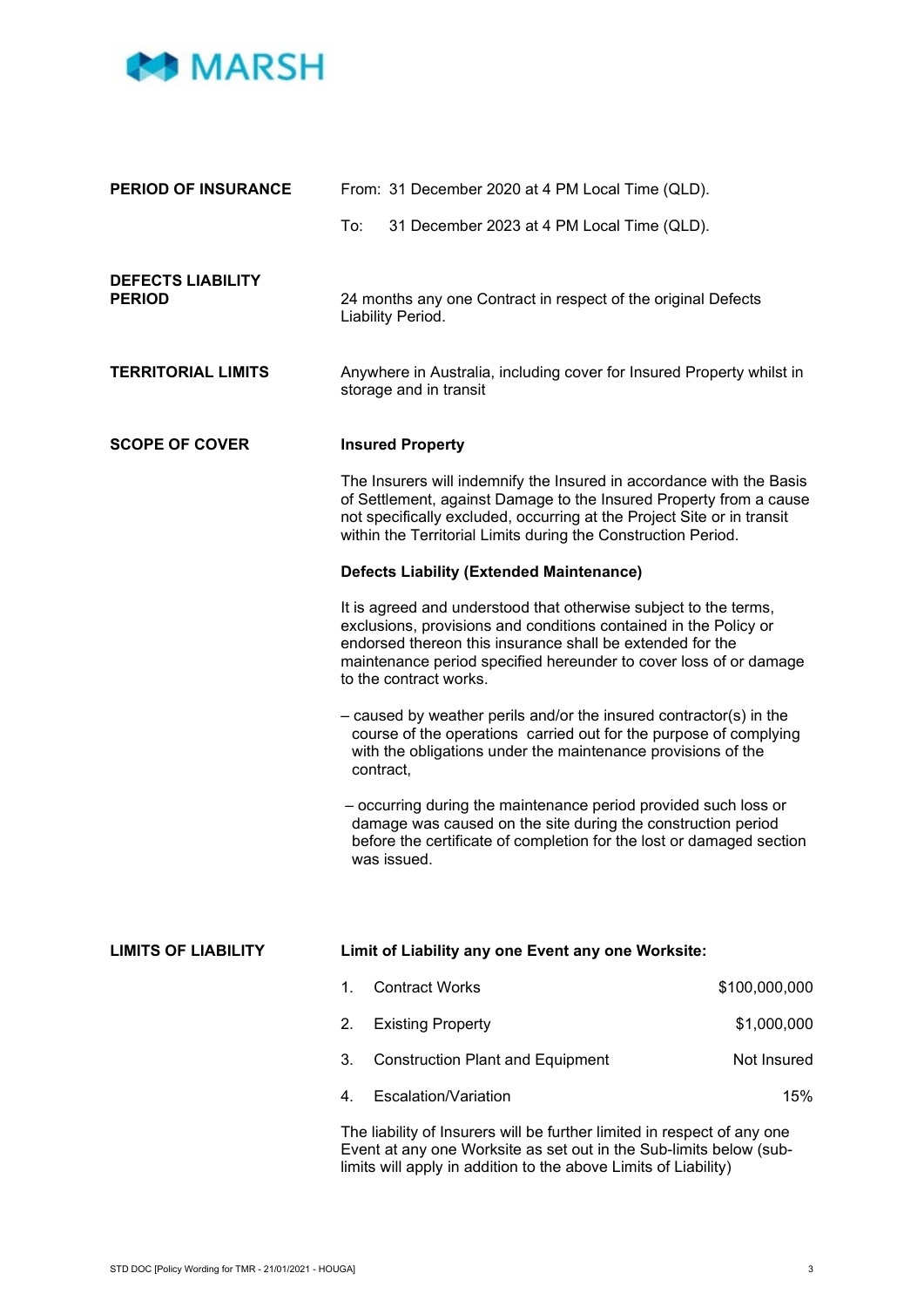**PERIOD OF INSURANCE**

From: 31 December 2020 at 4 PM Local Time (QLD).

To: 31 December 2023 at 4 PM Local Time (QLD).

**DEFECTS LIABILITY PERIOD**

24 months any one Contract in respect of the original Defects Liability Period.

**TERRITORIAL LIMITS**

Anywhere in Australia, including cover for Insured Property whilst in storage and in transit

**SCOPE OF COVER**

**Insured Property**

The Insurers will indemnify the Insured in accordance with the Basis of Settlement, against Damage to the Insured Property from a cause not specifically excluded, occurring at the Project Site or in transit within the Territorial Limits during the Construction Period.

**Defects Liability (Extended Maintenance)**

It is agreed and understood that otherwise subject to the terms, exclusions, provisions and conditions contained in the Policy or endorsed thereon this insurance shall be extended for the maintenance period specified hereunder to cover loss of or damage to the contract works.

– caused by weather perils and/or the insured contractor(s) in the course of the operations carried out for the purpose of complying with the obligations under the maintenance provisions of the contract,

– occurring during the maintenance period provided such loss or damage was caused on the site during the construction period before the certificate of completion for the lost or damaged section was issued.

**LIMITS OF LIABILITY**

**Limit of Liability any one Event any one Worksite:**

| | | |
|---|---|---|
| 1. | Contract Works | $100,000,000 |
| 2. | Existing Property | $1,000,000 |
| 3. | Construction Plant and Equipment | Not Insured |
| 4. | Escalation/Variation | 15% |

The liability of Insurers will be further limited in respect of any one Event at any one Worksite as set out in the Sub-limits below (sub-limits will apply in addition to the above Limits of Liability)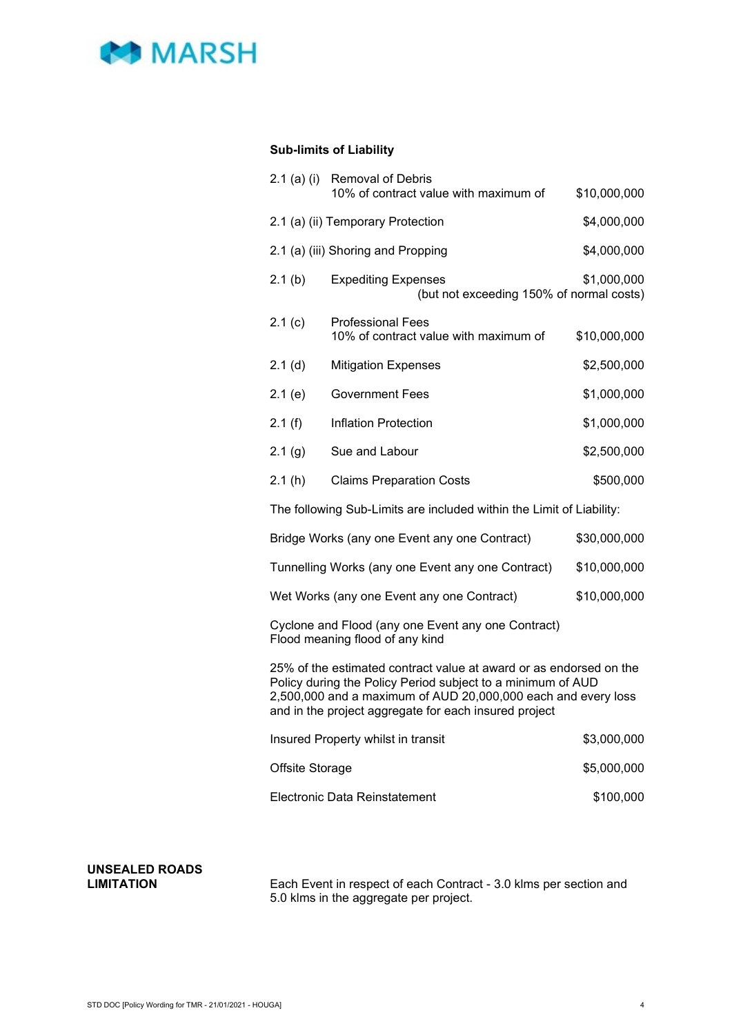**Sub-limits of Liability**

| | | |
|---|---|---|
| 2.1 (a) (i) | Removal of Debris<br>10% of contract value with maximum of | $10,000,000 |
| 2.1 (a) (ii) | Temporary Protection | $4,000,000 |
| 2.1 (a) (iii) | Shoring and Propping | $4,000,000 |
| 2.1 (b) | Expediting Expenses<br>(but not exceeding 150% of normal costs) | $1,000,000 |
| 2.1 (c) | Professional Fees<br>10% of contract value with maximum of | $10,000,000 |
| 2.1 (d) | Mitigation Expenses | $2,500,000 |
| 2.1 (e) | Government Fees | $1,000,000 |
| 2.1 (f) | Inflation Protection | $1,000,000 |
| 2.1 (g) | Sue and Labour | $2,500,000 |
| 2.1 (h) | Claims Preparation Costs | $500,000 |

The following Sub-Limits are included within the Limit of Liability:

| | |
|---|---|
| Bridge Works (any one Event any one Contract) | $30,000,000 |
| Tunnelling Works (any one Event any one Contract) | $10,000,000 |
| Wet Works (any one Event any one Contract) | $10,000,000 |

Cyclone and Flood (any one Event any one Contract)
Flood meaning flood of any kind

25% of the estimated contract value at award or as endorsed on the Policy during the Policy Period subject to a minimum of AUD 2,500,000 and a maximum of AUD 20,000,000 each and every loss and in the project aggregate for each insured project

| | |
|---|---|
| Insured Property whilst in transit | $3,000,000 |
| Offsite Storage | $5,000,000 |
| Electronic Data Reinstatement | $100,000 |

**UNSEALED ROADS LIMITATION**

Each Event in respect of each Contract - 3.0 klms per section and 5.0 klms in the aggregate per project.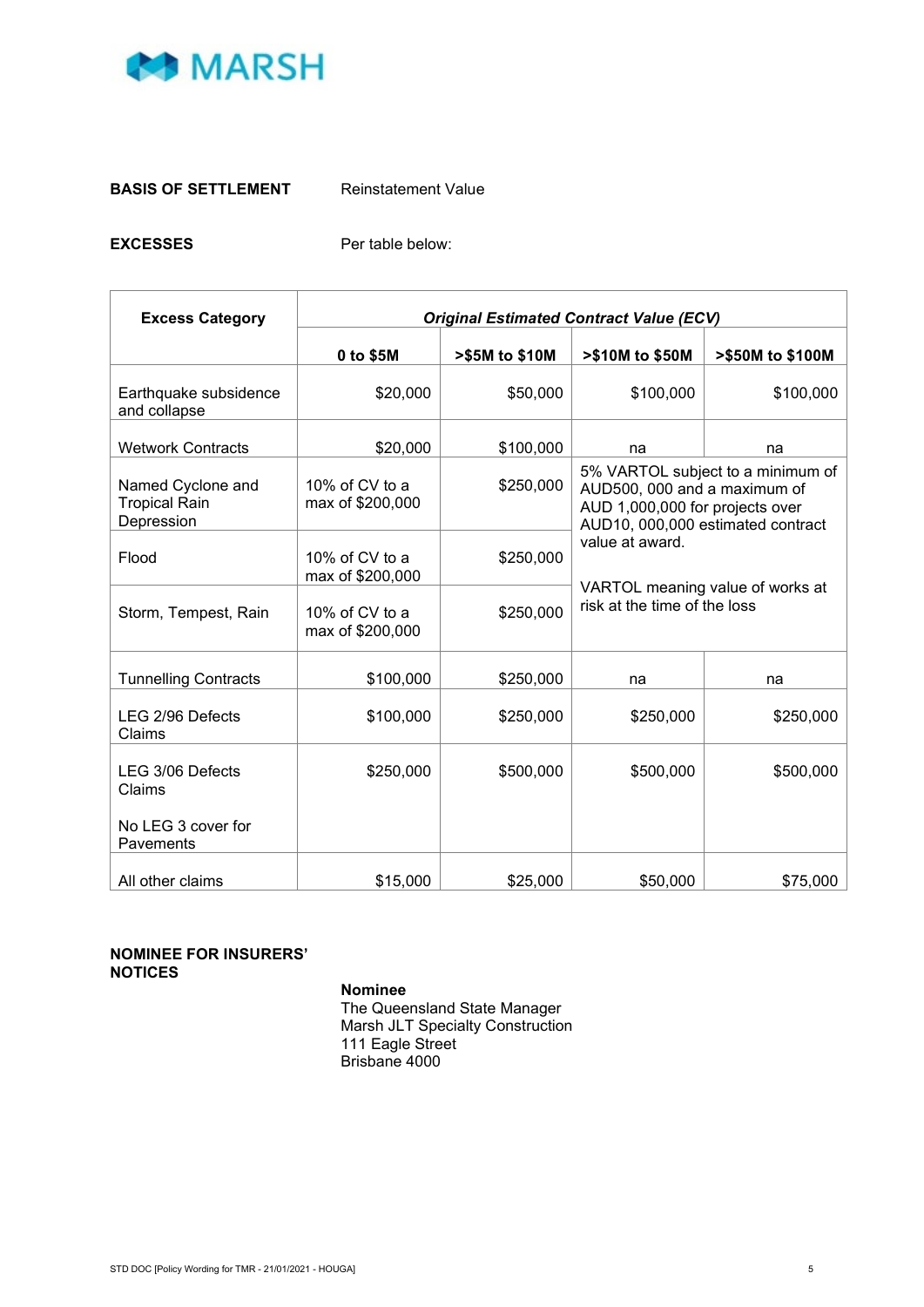**BASIS OF SETTLEMENT** Reinstatement Value

**EXCESSES** Per table below:

| Excess Category | *Original Estimated Contract Value (ECV)* | | | |
|---|---|---|---|---|
| | **0 to $5M** | **>$5M to $10M** | **>$10M to $50M** | **>$50M to $100M** |
| Earthquake subsidence and collapse | $20,000 | $50,000 | $100,000 | $100,000 |
| Wetwork Contracts | $20,000 | $100,000 | na | na |
| Named Cyclone and Tropical Rain Depression | 10% of CV to a max of $200,000 | $250,000 | 5% VARTOL subject to a minimum of AUD500, 000 and a maximum of AUD 1,000,000 for projects over AUD10, 000,000 estimated contract value at award. VARTOL meaning value of works at risk at the time of the loss | |
| Flood | 10% of CV to a max of $200,000 | $250,000 | | |
| Storm, Tempest, Rain | 10% of CV to a max of $200,000 | $250,000 | | |
| Tunnelling Contracts | $100,000 | $250,000 | na | na |
| LEG 2/96 Defects Claims | $100,000 | $250,000 | $250,000 | $250,000 |
| LEG 3/06 Defects Claims<br><br>No LEG 3 cover for Pavements | $250,000 | $500,000 | $500,000 | $500,000 |
| All other claims | $15,000 | $25,000 | $50,000 | $75,000 |

**NOMINEE FOR INSURERS' NOTICES**

**Nominee**
The Queensland State Manager
Marsh JLT Specialty Construction
111 Eagle Street
Brisbane 4000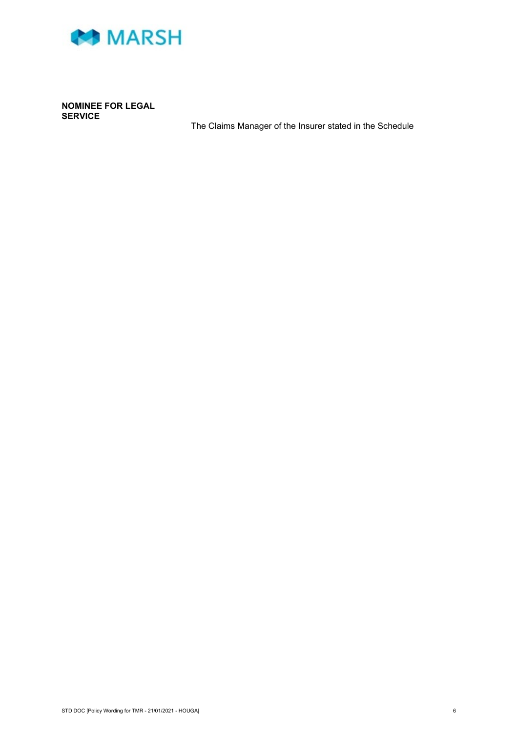| | |
|---|---|
| **NOMINEE FOR LEGAL SERVICE** | The Claims Manager of the Insurer stated in the Schedule |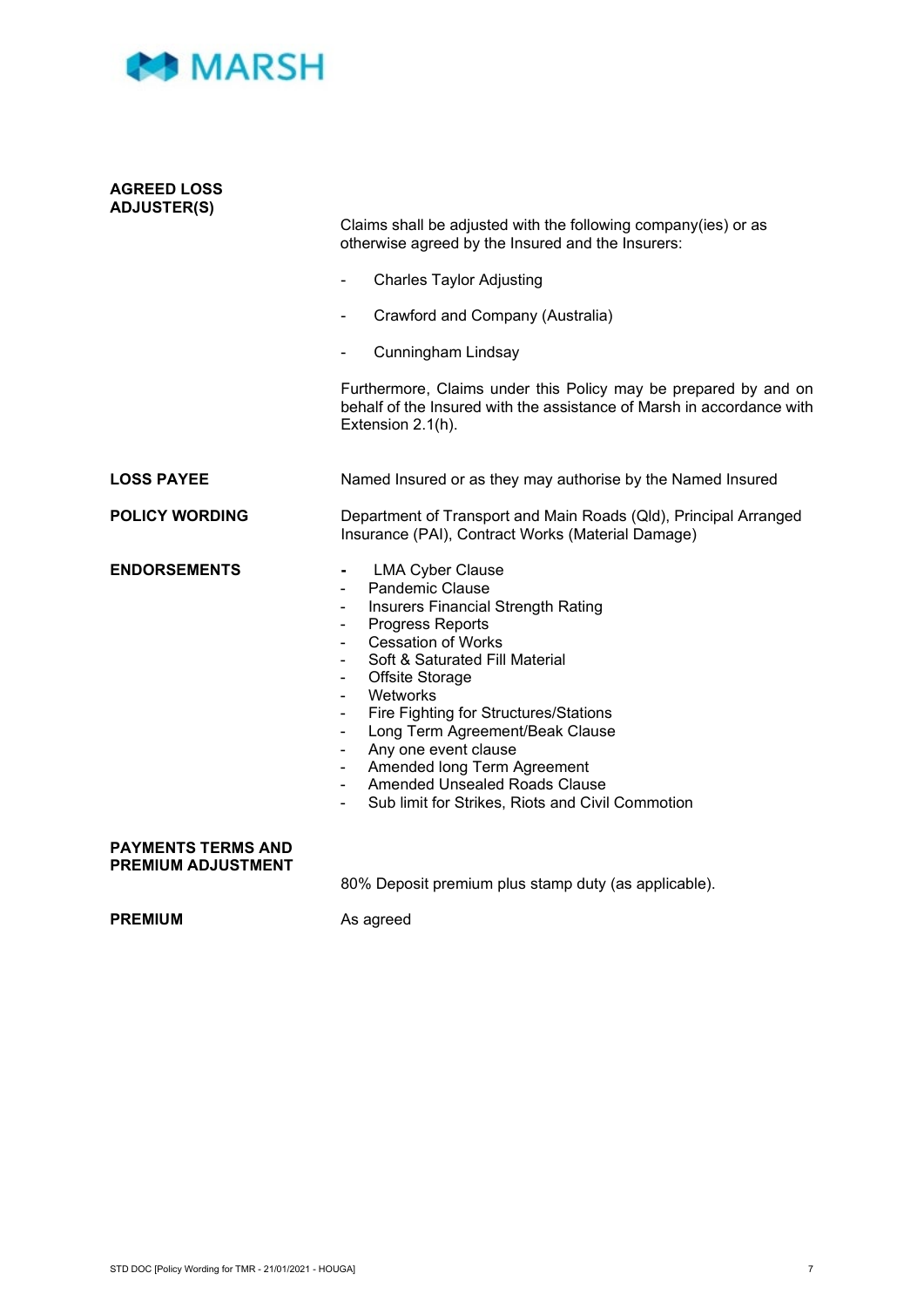**AGREED LOSS ADJUSTER(S)**

Claims shall be adjusted with the following company(ies) or as otherwise agreed by the Insured and the Insurers:

- Charles Taylor Adjusting
- Crawford and Company (Australia)
- Cunningham Lindsay

Furthermore, Claims under this Policy may be prepared by and on behalf of the Insured with the assistance of Marsh in accordance with Extension 2.1(h).

**LOSS PAYEE**

Named Insured or as they may authorise by the Named Insured

**POLICY WORDING**

Department of Transport and Main Roads (Qld), Principal Arranged Insurance (PAI), Contract Works (Material Damage)

**ENDORSEMENTS**

- LMA Cyber Clause
- Pandemic Clause
- Insurers Financial Strength Rating
- Progress Reports
- Cessation of Works
- Soft & Saturated Fill Material
- Offsite Storage
- Wetworks
- Fire Fighting for Structures/Stations
- Long Term Agreement/Beak Clause
- Any one event clause
- Amended long Term Agreement
- Amended Unsealed Roads Clause
- Sub limit for Strikes, Riots and Civil Commotion

**PAYMENTS TERMS AND PREMIUM ADJUSTMENT**

80% Deposit premium plus stamp duty (as applicable).

**PREMIUM**

As agreed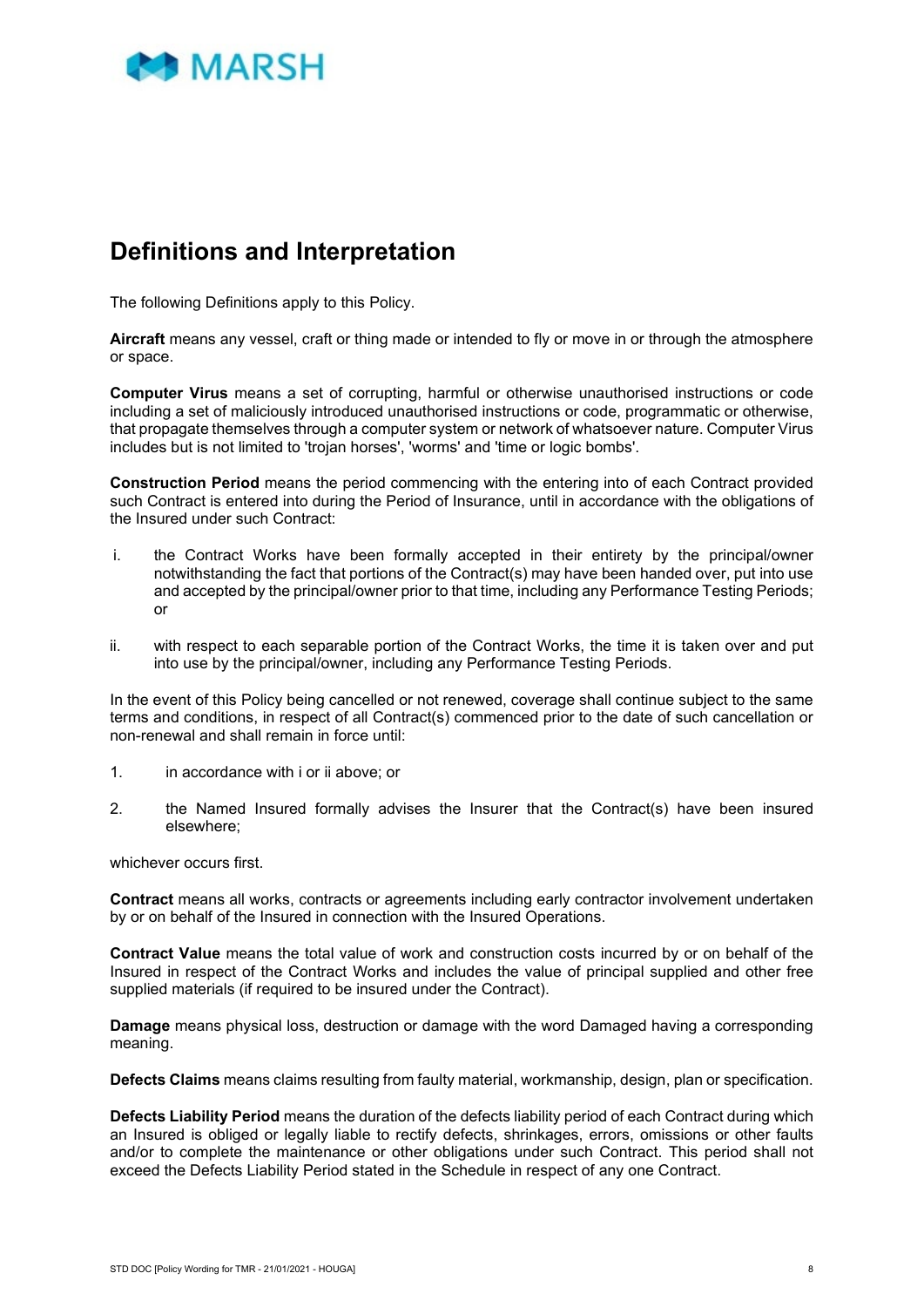# Definitions and Interpretation

The following Definitions apply to this Policy.

**Aircraft** means any vessel, craft or thing made or intended to fly or move in or through the atmosphere or space.

**Computer Virus** means a set of corrupting, harmful or otherwise unauthorised instructions or code including a set of maliciously introduced unauthorised instructions or code, programmatic or otherwise, that propagate themselves through a computer system or network of whatsoever nature. Computer Virus includes but is not limited to 'trojan horses', 'worms' and 'time or logic bombs'.

**Construction Period** means the period commencing with the entering into of each Contract provided such Contract is entered into during the Period of Insurance, until in accordance with the obligations of the Insured under such Contract:

i. the Contract Works have been formally accepted in their entirety by the principal/owner notwithstanding the fact that portions of the Contract(s) may have been handed over, put into use and accepted by the principal/owner prior to that time, including any Performance Testing Periods; or

ii. with respect to each separable portion of the Contract Works, the time it is taken over and put into use by the principal/owner, including any Performance Testing Periods.

In the event of this Policy being cancelled or not renewed, coverage shall continue subject to the same terms and conditions, in respect of all Contract(s) commenced prior to the date of such cancellation or non-renewal and shall remain in force until:

1. in accordance with i or ii above; or
2. the Named Insured formally advises the Insurer that the Contract(s) have been insured elsewhere;

whichever occurs first.

**Contract** means all works, contracts or agreements including early contractor involvement undertaken by or on behalf of the Insured in connection with the Insured Operations.

**Contract Value** means the total value of work and construction costs incurred by or on behalf of the Insured in respect of the Contract Works and includes the value of principal supplied and other free supplied materials (if required to be insured under the Contract).

**Damage** means physical loss, destruction or damage with the word Damaged having a corresponding meaning.

**Defects Claims** means claims resulting from faulty material, workmanship, design, plan or specification.

**Defects Liability Period** means the duration of the defects liability period of each Contract during which an Insured is obliged or legally liable to rectify defects, shrinkages, errors, omissions or other faults and/or to complete the maintenance or other obligations under such Contract. This period shall not exceed the Defects Liability Period stated in the Schedule in respect of any one Contract.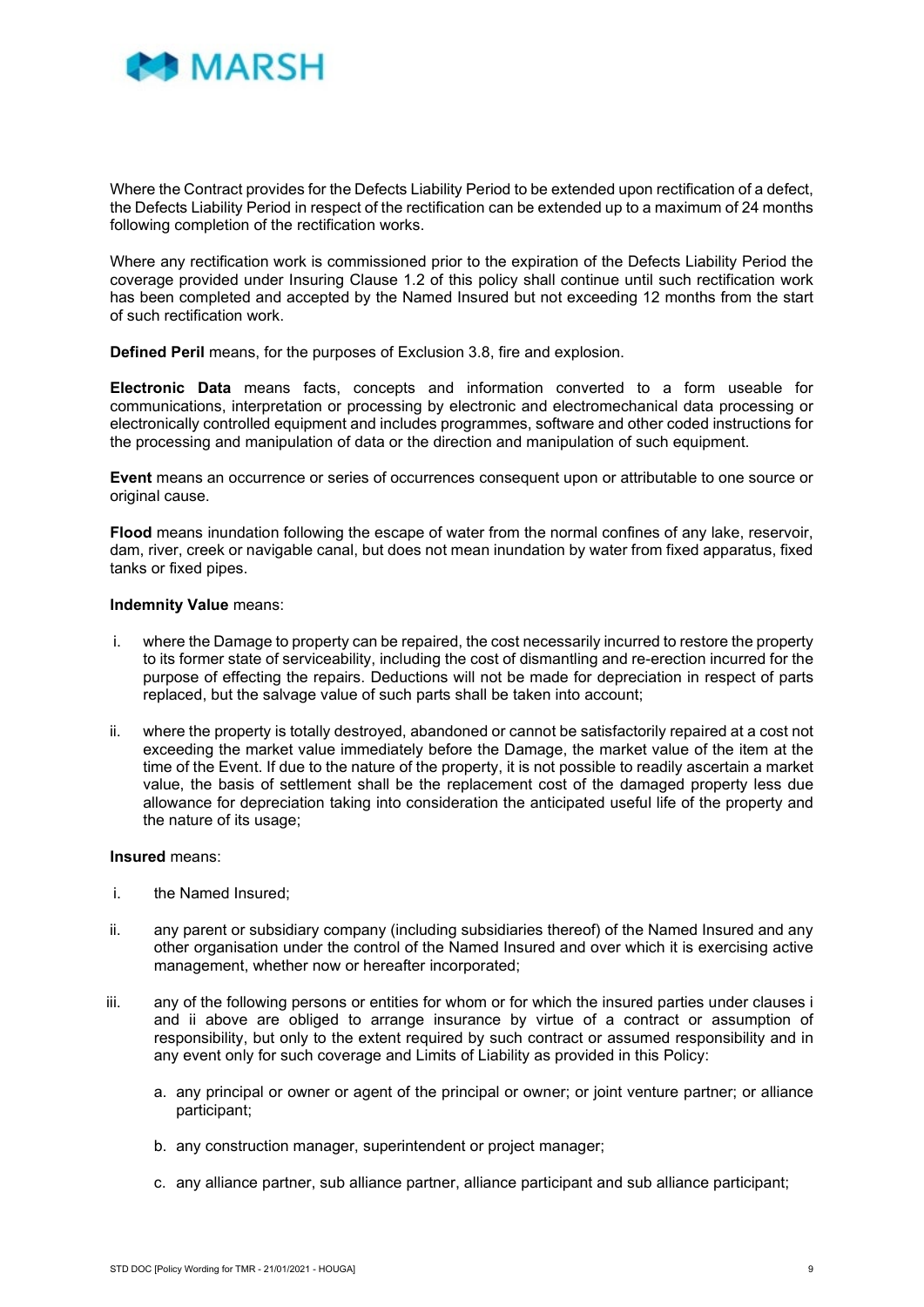Where the Contract provides for the Defects Liability Period to be extended upon rectification of a defect, the Defects Liability Period in respect of the rectification can be extended up to a maximum of 24 months following completion of the rectification works.

Where any rectification work is commissioned prior to the expiration of the Defects Liability Period the coverage provided under Insuring Clause 1.2 of this policy shall continue until such rectification work has been completed and accepted by the Named Insured but not exceeding 12 months from the start of such rectification work.

**Defined Peril** means, for the purposes of Exclusion 3.8, fire and explosion.

**Electronic Data** means facts, concepts and information converted to a form useable for communications, interpretation or processing by electronic and electromechanical data processing or electronically controlled equipment and includes programmes, software and other coded instructions for the processing and manipulation of data or the direction and manipulation of such equipment.

**Event** means an occurrence or series of occurrences consequent upon or attributable to one source or original cause.

**Flood** means inundation following the escape of water from the normal confines of any lake, reservoir, dam, river, creek or navigable canal, but does not mean inundation by water from fixed apparatus, fixed tanks or fixed pipes.

**Indemnity Value** means:

i. where the Damage to property can be repaired, the cost necessarily incurred to restore the property to its former state of serviceability, including the cost of dismantling and re-erection incurred for the purpose of effecting the repairs. Deductions will not be made for depreciation in respect of parts replaced, but the salvage value of such parts shall be taken into account;

ii. where the property is totally destroyed, abandoned or cannot be satisfactorily repaired at a cost not exceeding the market value immediately before the Damage, the market value of the item at the time of the Event. If due to the nature of the property, it is not possible to readily ascertain a market value, the basis of settlement shall be the replacement cost of the damaged property less due allowance for depreciation taking into consideration the anticipated useful life of the property and the nature of its usage;

**Insured** means:

i. the Named Insured;

ii. any parent or subsidiary company (including subsidiaries thereof) of the Named Insured and any other organisation under the control of the Named Insured and over which it is exercising active management, whether now or hereafter incorporated;

iii. any of the following persons or entities for whom or for which the insured parties under clauses i and ii above are obliged to arrange insurance by virtue of a contract or assumption of responsibility, but only to the extent required by such contract or assumed responsibility and in any event only for such coverage and Limits of Liability as provided in this Policy:

   a. any principal or owner or agent of the principal or owner; or joint venture partner; or alliance participant;

   b. any construction manager, superintendent or project manager;

   c. any alliance partner, sub alliance partner, alliance participant and sub alliance participant;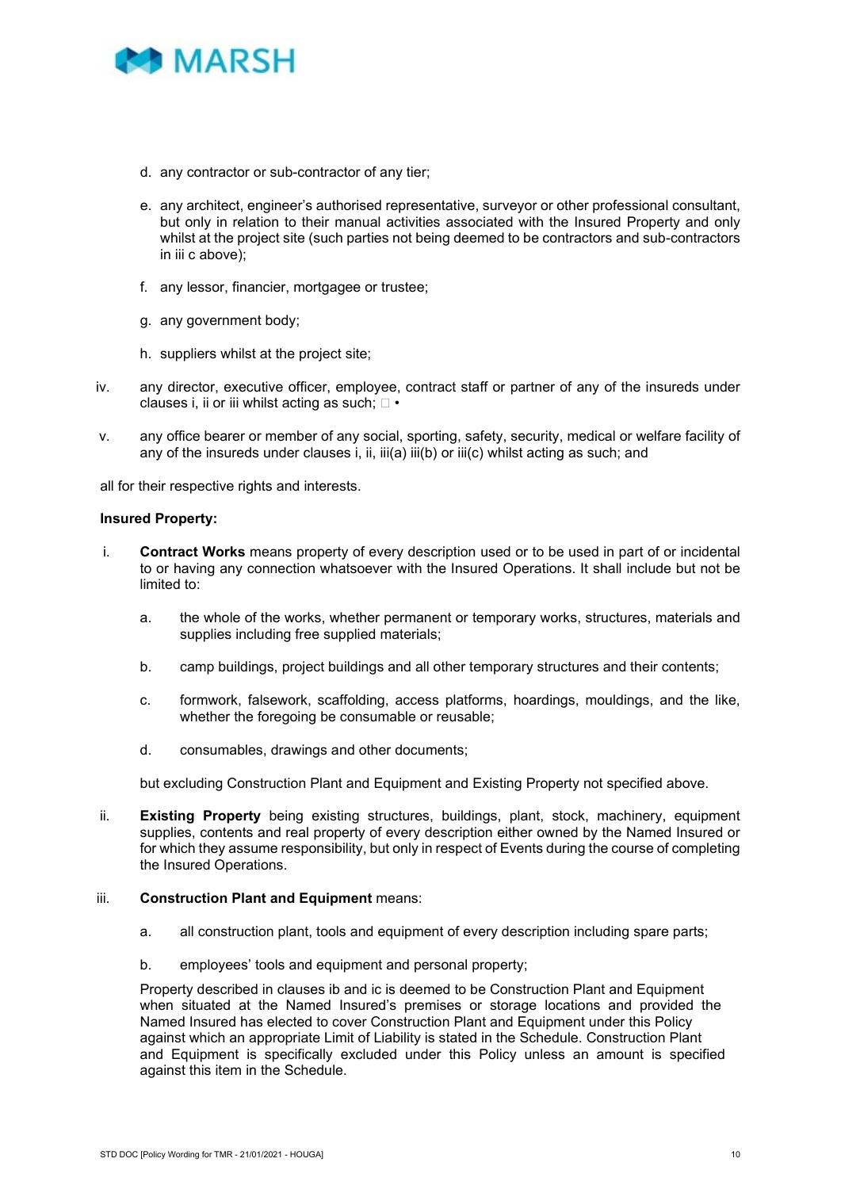d. any contractor or sub-contractor of any tier;

e. any architect, engineer's authorised representative, surveyor or other professional consultant, but only in relation to their manual activities associated with the Insured Property and only whilst at the project site (such parties not being deemed to be contractors and sub-contractors in iii c above);

f. any lessor, financier, mortgagee or trustee;

g. any government body;

h. suppliers whilst at the project site;

iv. any director, executive officer, employee, contract staff or partner of any of the insureds under clauses i, ii or iii whilst acting as such;  •

v. any office bearer or member of any social, sporting, safety, security, medical or welfare facility of any of the insureds under clauses i, ii, iii(a) iii(b) or iii(c) whilst acting as such; and

all for their respective rights and interests.

**Insured Property:**

i. **Contract Works** means property of every description used or to be used in part of or incidental to or having any connection whatsoever with the Insured Operations. It shall include but not be limited to:

   a. the whole of the works, whether permanent or temporary works, structures, materials and supplies including free supplied materials;

   b. camp buildings, project buildings and all other temporary structures and their contents;

   c. formwork, falsework, scaffolding, access platforms, hoardings, mouldings, and the like, whether the foregoing be consumable or reusable;

   d. consumables, drawings and other documents;

   but excluding Construction Plant and Equipment and Existing Property not specified above.

ii. **Existing Property** being existing structures, buildings, plant, stock, machinery, equipment supplies, contents and real property of every description either owned by the Named Insured or for which they assume responsibility, but only in respect of Events during the course of completing the Insured Operations.

iii. **Construction Plant and Equipment** means:

   a. all construction plant, tools and equipment of every description including spare parts;

   b. employees' tools and equipment and personal property;

   Property described in clauses ib and ic is deemed to be Construction Plant and Equipment when situated at the Named Insured's premises or storage locations and provided the Named Insured has elected to cover Construction Plant and Equipment under this Policy against which an appropriate Limit of Liability is stated in the Schedule. Construction Plant and Equipment is specifically excluded under this Policy unless an amount is specified against this item in the Schedule.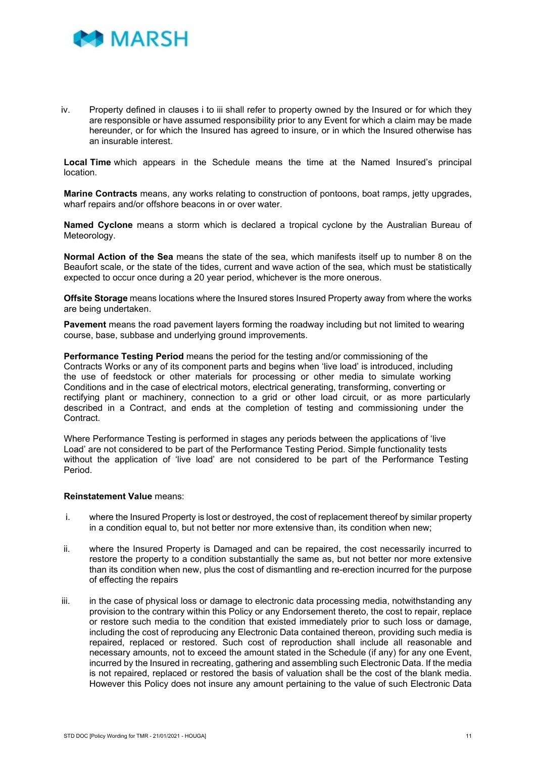iv. Property defined in clauses i to iii shall refer to property owned by the Insured or for which they are responsible or have assumed responsibility prior to any Event for which a claim may be made hereunder, or for which the Insured has agreed to insure, or in which the Insured otherwise has an insurable interest.

**Local Time** which appears in the Schedule means the time at the Named Insured's principal location.

**Marine Contracts** means, any works relating to construction of pontoons, boat ramps, jetty upgrades, wharf repairs and/or offshore beacons in or over water.

**Named Cyclone** means a storm which is declared a tropical cyclone by the Australian Bureau of Meteorology.

**Normal Action of the Sea** means the state of the sea, which manifests itself up to number 8 on the Beaufort scale, or the state of the tides, current and wave action of the sea, which must be statistically expected to occur once during a 20 year period, whichever is the more onerous.

**Offsite Storage** means locations where the Insured stores Insured Property away from where the works are being undertaken.

**Pavement** means the road pavement layers forming the roadway including but not limited to wearing course, base, subbase and underlying ground improvements.

**Performance Testing Period** means the period for the testing and/or commissioning of the Contracts Works or any of its component parts and begins when 'live load' is introduced, including the use of feedstock or other materials for processing or other media to simulate working Conditions and in the case of electrical motors, electrical generating, transforming, converting or rectifying plant or machinery, connection to a grid or other load circuit, or as more particularly described in a Contract, and ends at the completion of testing and commissioning under the Contract.

Where Performance Testing is performed in stages any periods between the applications of 'live Load' are not considered to be part of the Performance Testing Period. Simple functionality tests without the application of 'live load' are not considered to be part of the Performance Testing Period.

**Reinstatement Value** means:

i. where the Insured Property is lost or destroyed, the cost of replacement thereof by similar property in a condition equal to, but not better nor more extensive than, its condition when new;

ii. where the Insured Property is Damaged and can be repaired, the cost necessarily incurred to restore the property to a condition substantially the same as, but not better nor more extensive than its condition when new, plus the cost of dismantling and re-erection incurred for the purpose of effecting the repairs

iii. in the case of physical loss or damage to electronic data processing media, notwithstanding any provision to the contrary within this Policy or any Endorsement thereto, the cost to repair, replace or restore such media to the condition that existed immediately prior to such loss or damage, including the cost of reproducing any Electronic Data contained thereon, providing such media is repaired, replaced or restored. Such cost of reproduction shall include all reasonable and necessary amounts, not to exceed the amount stated in the Schedule (if any) for any one Event, incurred by the Insured in recreating, gathering and assembling such Electronic Data. If the media is not repaired, replaced or restored the basis of valuation shall be the cost of the blank media. However this Policy does not insure any amount pertaining to the value of such Electronic Data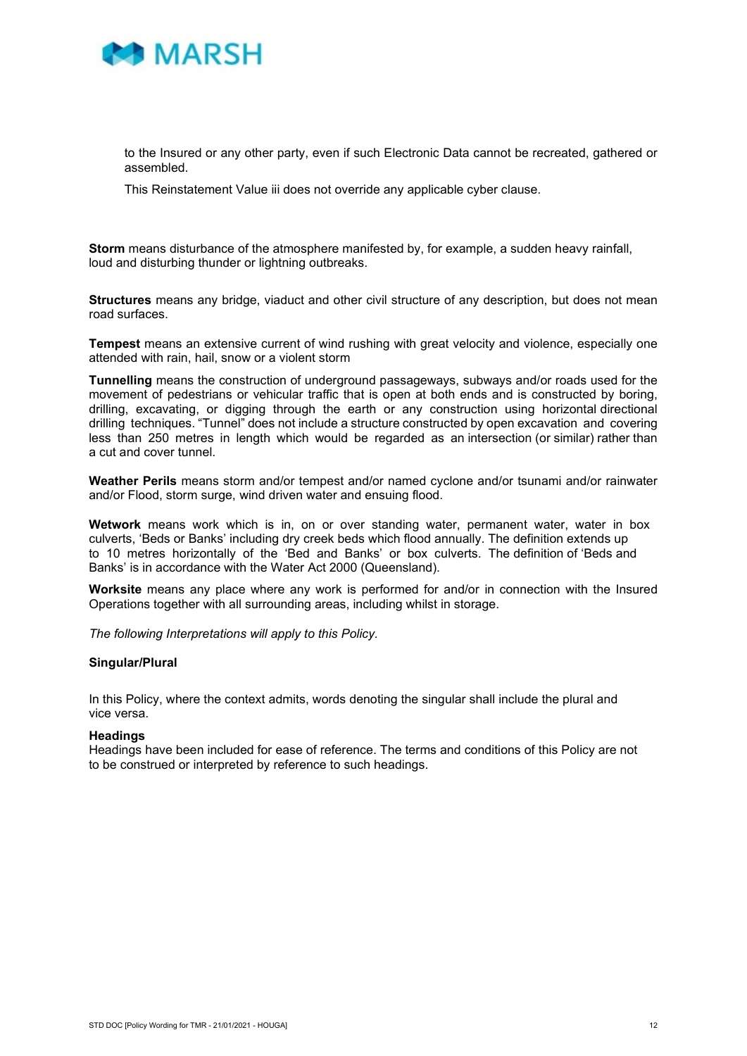to the Insured or any other party, even if such Electronic Data cannot be recreated, gathered or assembled.

This Reinstatement Value iii does not override any applicable cyber clause.

**Storm** means disturbance of the atmosphere manifested by, for example, a sudden heavy rainfall, loud and disturbing thunder or lightning outbreaks.

**Structures** means any bridge, viaduct and other civil structure of any description, but does not mean road surfaces.

**Tempest** means an extensive current of wind rushing with great velocity and violence, especially one attended with rain, hail, snow or a violent storm

**Tunnelling** means the construction of underground passageways, subways and/or roads used for the movement of pedestrians or vehicular traffic that is open at both ends and is constructed by boring, drilling, excavating, or digging through the earth or any construction using horizontal directional drilling techniques. "Tunnel" does not include a structure constructed by open excavation and covering less than 250 metres in length which would be regarded as an intersection (or similar) rather than a cut and cover tunnel.

**Weather Perils** means storm and/or tempest and/or named cyclone and/or tsunami and/or rainwater and/or Flood, storm surge, wind driven water and ensuing flood.

**Wetwork** means work which is in, on or over standing water, permanent water, water in box culverts, 'Beds or Banks' including dry creek beds which flood annually. The definition extends up to 10 metres horizontally of the 'Bed and Banks' or box culverts. The definition of 'Beds and Banks' is in accordance with the Water Act 2000 (Queensland).

**Worksite** means any place where any work is performed for and/or in connection with the Insured Operations together with all surrounding areas, including whilst in storage.

*The following Interpretations will apply to this Policy.*

**Singular/Plural**

In this Policy, where the context admits, words denoting the singular shall include the plural and vice versa.

**Headings**

Headings have been included for ease of reference. The terms and conditions of this Policy are not to be construed or interpreted by reference to such headings.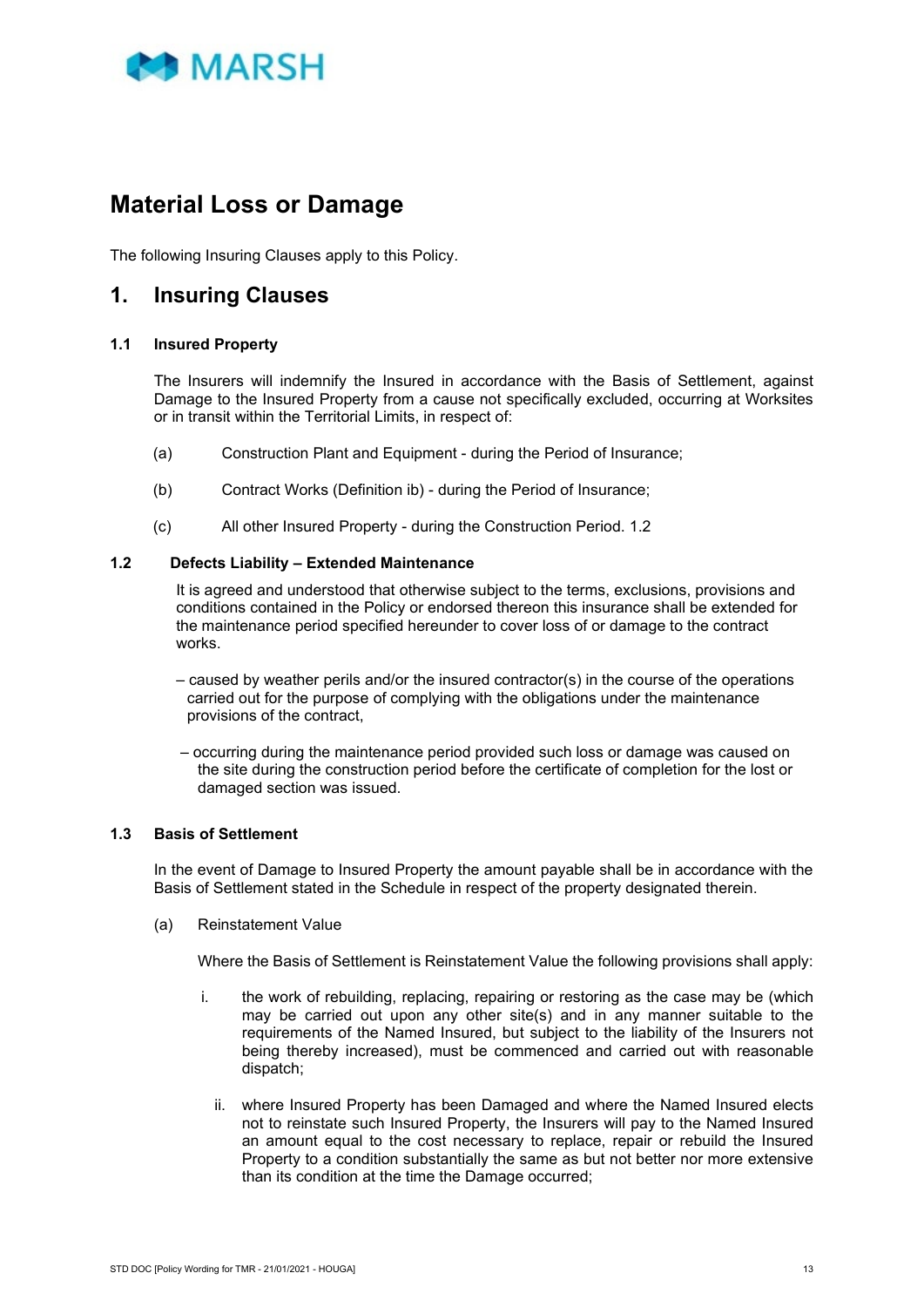# Material Loss or Damage

The following Insuring Clauses apply to this Policy.

## 1. Insuring Clauses

### 1.1 Insured Property

The Insurers will indemnify the Insured in accordance with the Basis of Settlement, against Damage to the Insured Property from a cause not specifically excluded, occurring at Worksites or in transit within the Territorial Limits, in respect of:

(a) Construction Plant and Equipment - during the Period of Insurance;

(b) Contract Works (Definition ib) - during the Period of Insurance;

(c) All other Insured Property - during the Construction Period. 1.2

### 1.2 Defects Liability – Extended Maintenance

It is agreed and understood that otherwise subject to the terms, exclusions, provisions and conditions contained in the Policy or endorsed thereon this insurance shall be extended for the maintenance period specified hereunder to cover loss of or damage to the contract works.

– caused by weather perils and/or the insured contractor(s) in the course of the operations carried out for the purpose of complying with the obligations under the maintenance provisions of the contract,

– occurring during the maintenance period provided such loss or damage was caused on the site during the construction period before the certificate of completion for the lost or damaged section was issued.

### 1.3 Basis of Settlement

In the event of Damage to Insured Property the amount payable shall be in accordance with the Basis of Settlement stated in the Schedule in respect of the property designated therein.

(a) Reinstatement Value

Where the Basis of Settlement is Reinstatement Value the following provisions shall apply:

i. the work of rebuilding, replacing, repairing or restoring as the case may be (which may be carried out upon any other site(s) and in any manner suitable to the requirements of the Named Insured, but subject to the liability of the Insurers not being thereby increased), must be commenced and carried out with reasonable dispatch;

ii. where Insured Property has been Damaged and where the Named Insured elects not to reinstate such Insured Property, the Insurers will pay to the Named Insured an amount equal to the cost necessary to replace, repair or rebuild the Insured Property to a condition substantially the same as but not better nor more extensive than its condition at the time the Damage occurred;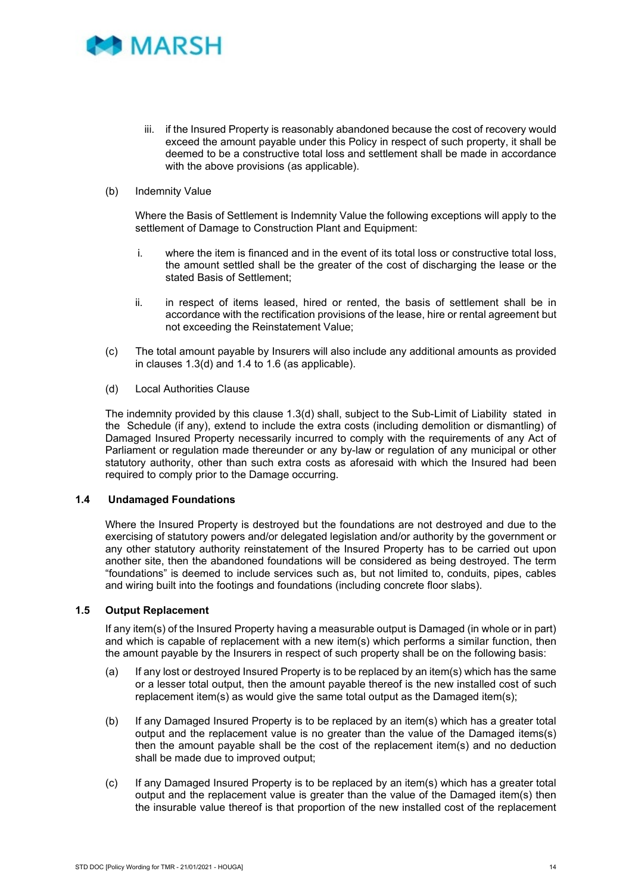iii. if the Insured Property is reasonably abandoned because the cost of recovery would exceed the amount payable under this Policy in respect of such property, it shall be deemed to be a constructive total loss and settlement shall be made in accordance with the above provisions (as applicable).

(b) Indemnity Value

Where the Basis of Settlement is Indemnity Value the following exceptions will apply to the settlement of Damage to Construction Plant and Equipment:

i. where the item is financed and in the event of its total loss or constructive total loss, the amount settled shall be the greater of the cost of discharging the lease or the stated Basis of Settlement;

ii. in respect of items leased, hired or rented, the basis of settlement shall be in accordance with the rectification provisions of the lease, hire or rental agreement but not exceeding the Reinstatement Value;

(c) The total amount payable by Insurers will also include any additional amounts as provided in clauses 1.3(d) and 1.4 to 1.6 (as applicable).

(d) Local Authorities Clause

The indemnity provided by this clause 1.3(d) shall, subject to the Sub-Limit of Liability stated in the Schedule (if any), extend to include the extra costs (including demolition or dismantling) of Damaged Insured Property necessarily incurred to comply with the requirements of any Act of Parliament or regulation made thereunder or any by-law or regulation of any municipal or other statutory authority, other than such extra costs as aforesaid with which the Insured had been required to comply prior to the Damage occurring.

### 1.4 Undamaged Foundations

Where the Insured Property is destroyed but the foundations are not destroyed and due to the exercising of statutory powers and/or delegated legislation and/or authority by the government or any other statutory authority reinstatement of the Insured Property has to be carried out upon another site, then the abandoned foundations will be considered as being destroyed. The term "foundations" is deemed to include services such as, but not limited to, conduits, pipes, cables and wiring built into the footings and foundations (including concrete floor slabs).

### 1.5 Output Replacement

If any item(s) of the Insured Property having a measurable output is Damaged (in whole or in part) and which is capable of replacement with a new item(s) which performs a similar function, then the amount payable by the Insurers in respect of such property shall be on the following basis:

(a) If any lost or destroyed Insured Property is to be replaced by an item(s) which has the same or a lesser total output, then the amount payable thereof is the new installed cost of such replacement item(s) as would give the same total output as the Damaged item(s);

(b) If any Damaged Insured Property is to be replaced by an item(s) which has a greater total output and the replacement value is no greater than the value of the Damaged items(s) then the amount payable shall be the cost of the replacement item(s) and no deduction shall be made due to improved output;

(c) If any Damaged Insured Property is to be replaced by an item(s) which has a greater total output and the replacement value is greater than the value of the Damaged item(s) then the insurable value thereof is that proportion of the new installed cost of the replacement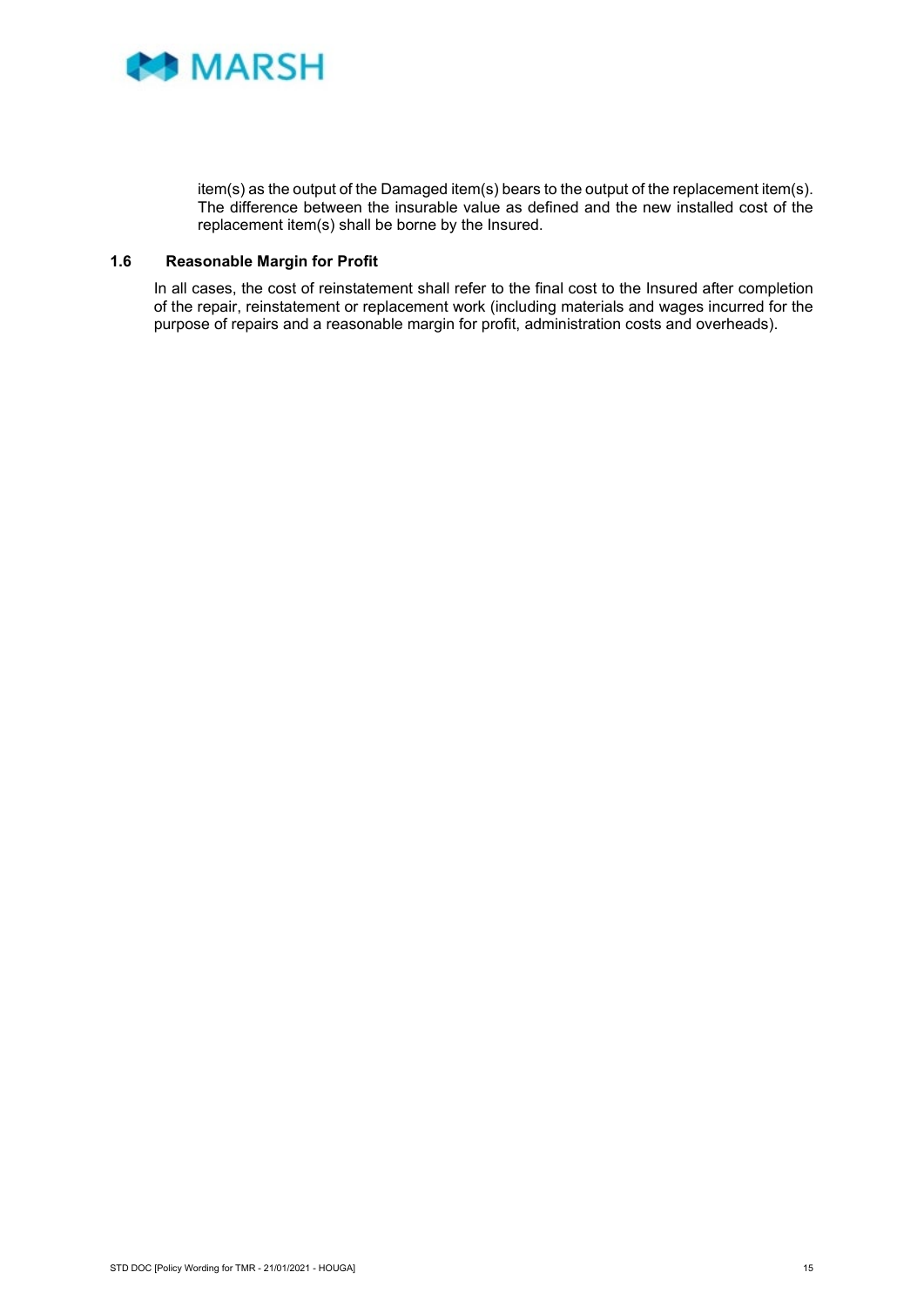item(s) as the output of the Damaged item(s) bears to the output of the replacement item(s). The difference between the insurable value as defined and the new installed cost of the replacement item(s) shall be borne by the Insured.

### 1.6 Reasonable Margin for Profit

In all cases, the cost of reinstatement shall refer to the final cost to the Insured after completion of the repair, reinstatement or replacement work (including materials and wages incurred for the purpose of repairs and a reasonable margin for profit, administration costs and overheads).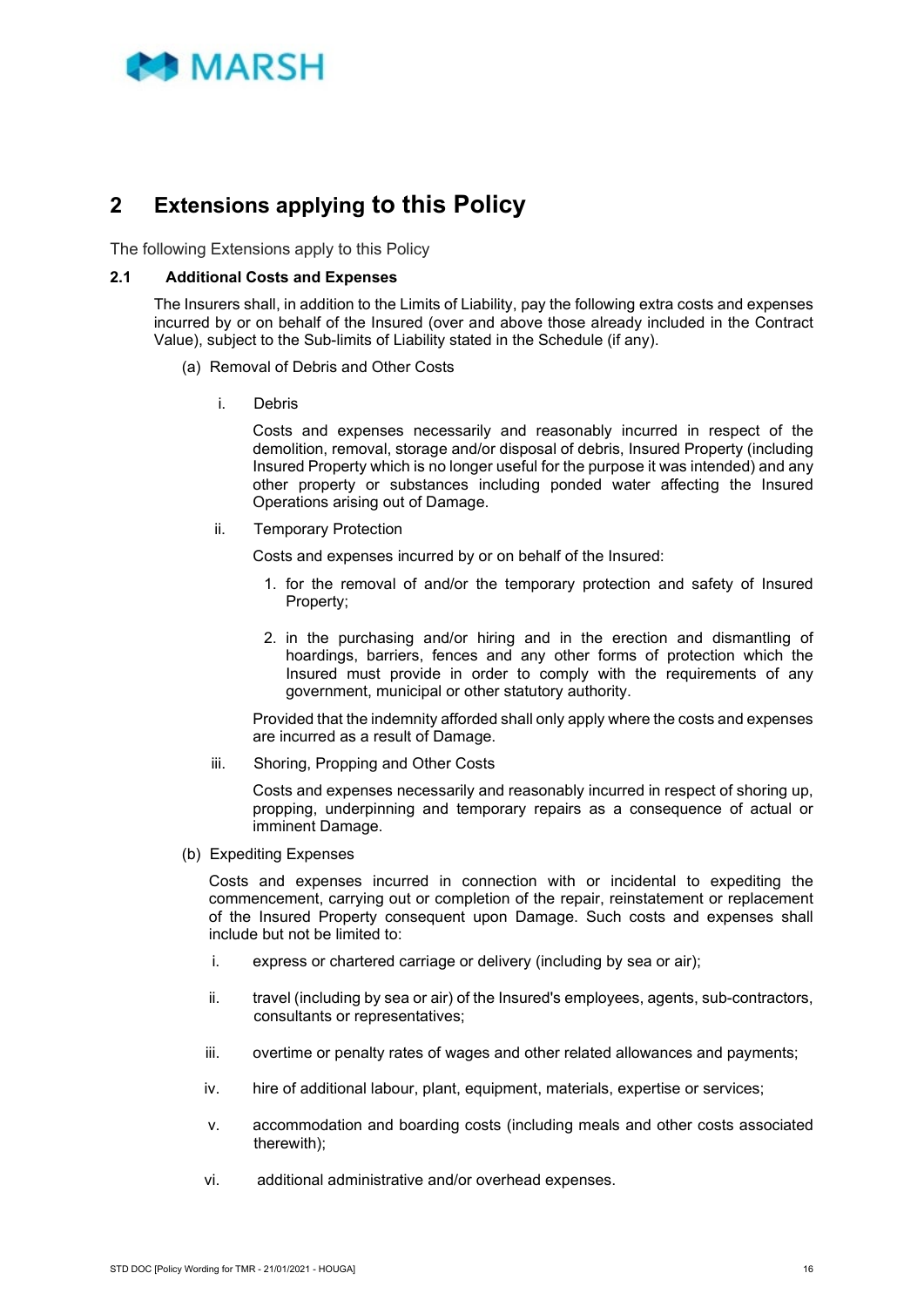# 2 Extensions applying to this Policy

The following Extensions apply to this Policy

### 2.1 Additional Costs and Expenses

The Insurers shall, in addition to the Limits of Liability, pay the following extra costs and expenses incurred by or on behalf of the Insured (over and above those already included in the Contract Value), subject to the Sub-limits of Liability stated in the Schedule (if any).

(a) Removal of Debris and Other Costs

i. Debris

Costs and expenses necessarily and reasonably incurred in respect of the demolition, removal, storage and/or disposal of debris, Insured Property (including Insured Property which is no longer useful for the purpose it was intended) and any other property or substances including ponded water affecting the Insured Operations arising out of Damage.

ii. Temporary Protection

Costs and expenses incurred by or on behalf of the Insured:

1. for the removal of and/or the temporary protection and safety of Insured Property;
2. in the purchasing and/or hiring and in the erection and dismantling of hoardings, barriers, fences and any other forms of protection which the Insured must provide in order to comply with the requirements of any government, municipal or other statutory authority.

Provided that the indemnity afforded shall only apply where the costs and expenses are incurred as a result of Damage.

iii. Shoring, Propping and Other Costs

Costs and expenses necessarily and reasonably incurred in respect of shoring up, propping, underpinning and temporary repairs as a consequence of actual or imminent Damage.

(b) Expediting Expenses

Costs and expenses incurred in connection with or incidental to expediting the commencement, carrying out or completion of the repair, reinstatement or replacement of the Insured Property consequent upon Damage. Such costs and expenses shall include but not be limited to:

i. express or chartered carriage or delivery (including by sea or air);

ii. travel (including by sea or air) of the Insured's employees, agents, sub-contractors, consultants or representatives;

iii. overtime or penalty rates of wages and other related allowances and payments;

iv. hire of additional labour, plant, equipment, materials, expertise or services;

v. accommodation and boarding costs (including meals and other costs associated therewith);

vi. additional administrative and/or overhead expenses.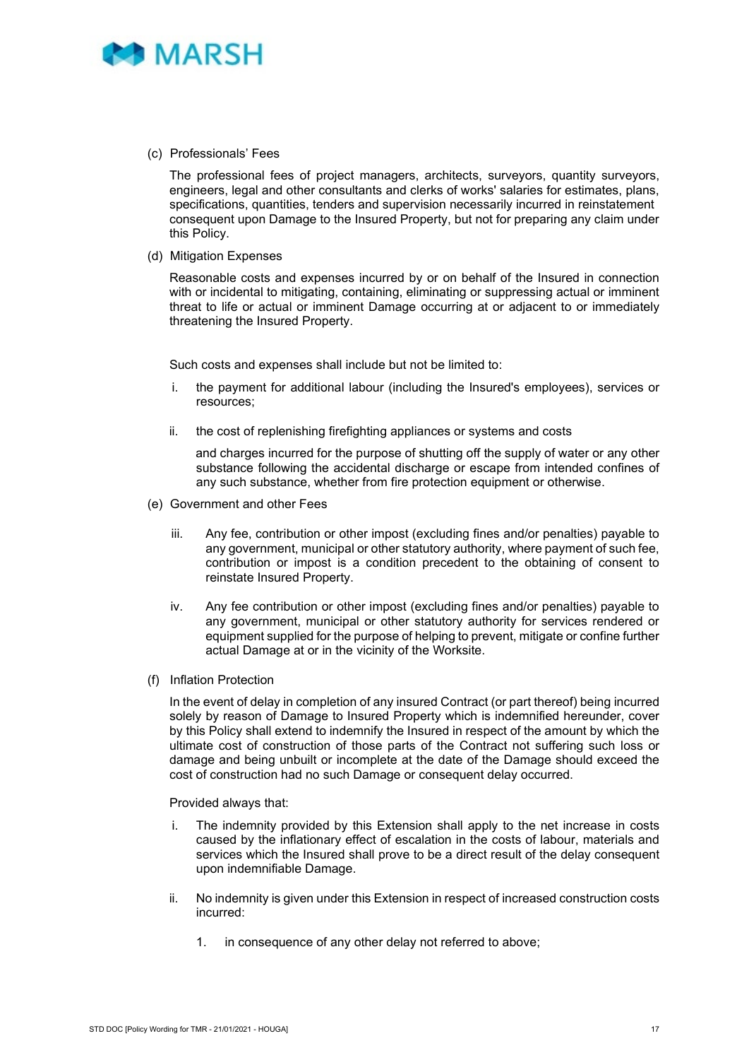(c) Professionals' Fees

The professional fees of project managers, architects, surveyors, quantity surveyors, engineers, legal and other consultants and clerks of works' salaries for estimates, plans, specifications, quantities, tenders and supervision necessarily incurred in reinstatement consequent upon Damage to the Insured Property, but not for preparing any claim under this Policy.

(d) Mitigation Expenses

Reasonable costs and expenses incurred by or on behalf of the Insured in connection with or incidental to mitigating, containing, eliminating or suppressing actual or imminent threat to life or actual or imminent Damage occurring at or adjacent to or immediately threatening the Insured Property.

Such costs and expenses shall include but not be limited to:

i. the payment for additional labour (including the Insured's employees), services or resources;

ii. the cost of replenishing firefighting appliances or systems and costs

and charges incurred for the purpose of shutting off the supply of water or any other substance following the accidental discharge or escape from intended confines of any such substance, whether from fire protection equipment or otherwise.

(e) Government and other Fees

iii. Any fee, contribution or other impost (excluding fines and/or penalties) payable to any government, municipal or other statutory authority, where payment of such fee, contribution or impost is a condition precedent to the obtaining of consent to reinstate Insured Property.

iv. Any fee contribution or other impost (excluding fines and/or penalties) payable to any government, municipal or other statutory authority for services rendered or equipment supplied for the purpose of helping to prevent, mitigate or confine further actual Damage at or in the vicinity of the Worksite.

(f) Inflation Protection

In the event of delay in completion of any insured Contract (or part thereof) being incurred solely by reason of Damage to Insured Property which is indemnified hereunder, cover by this Policy shall extend to indemnify the Insured in respect of the amount by which the ultimate cost of construction of those parts of the Contract not suffering such loss or damage and being unbuilt or incomplete at the date of the Damage should exceed the cost of construction had no such Damage or consequent delay occurred.

Provided always that:

i. The indemnity provided by this Extension shall apply to the net increase in costs caused by the inflationary effect of escalation in the costs of labour, materials and services which the Insured shall prove to be a direct result of the delay consequent upon indemnifiable Damage.

ii. No indemnity is given under this Extension in respect of increased construction costs incurred:

   1. in consequence of any other delay not referred to above;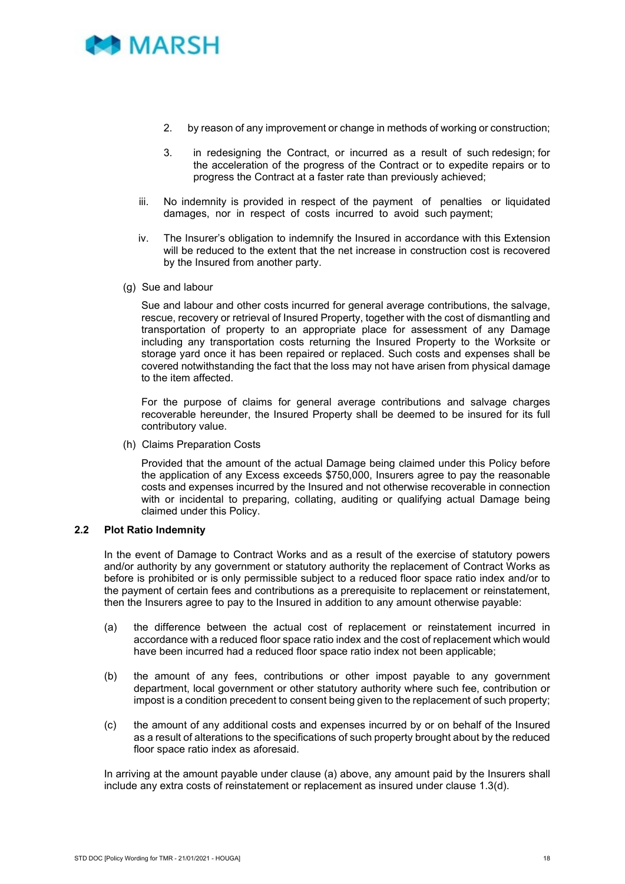2. by reason of any improvement or change in methods of working or construction;

3. in redesigning the Contract, or incurred as a result of such redesign; for the acceleration of the progress of the Contract or to expedite repairs or to progress the Contract at a faster rate than previously achieved;

iii. No indemnity is provided in respect of the payment of penalties or liquidated damages, nor in respect of costs incurred to avoid such payment;

iv. The Insurer's obligation to indemnify the Insured in accordance with this Extension will be reduced to the extent that the net increase in construction cost is recovered by the Insured from another party.

(g) Sue and labour

Sue and labour and other costs incurred for general average contributions, the salvage, rescue, recovery or retrieval of Insured Property, together with the cost of dismantling and transportation of property to an appropriate place for assessment of any Damage including any transportation costs returning the Insured Property to the Worksite or storage yard once it has been repaired or replaced. Such costs and expenses shall be covered notwithstanding the fact that the loss may not have arisen from physical damage to the item affected.

For the purpose of claims for general average contributions and salvage charges recoverable hereunder, the Insured Property shall be deemed to be insured for its full contributory value.

(h) Claims Preparation Costs

Provided that the amount of the actual Damage being claimed under this Policy before the application of any Excess exceeds $750,000, Insurers agree to pay the reasonable costs and expenses incurred by the Insured and not otherwise recoverable in connection with or incidental to preparing, collating, auditing or qualifying actual Damage being claimed under this Policy.

### 2.2 Plot Ratio Indemnity

In the event of Damage to Contract Works and as a result of the exercise of statutory powers and/or authority by any government or statutory authority the replacement of Contract Works as before is prohibited or is only permissible subject to a reduced floor space ratio index and/or to the payment of certain fees and contributions as a prerequisite to replacement or reinstatement, then the Insurers agree to pay to the Insured in addition to any amount otherwise payable:

(a) the difference between the actual cost of replacement or reinstatement incurred in accordance with a reduced floor space ratio index and the cost of replacement which would have been incurred had a reduced floor space ratio index not been applicable;

(b) the amount of any fees, contributions or other impost payable to any government department, local government or other statutory authority where such fee, contribution or impost is a condition precedent to consent being given to the replacement of such property;

(c) the amount of any additional costs and expenses incurred by or on behalf of the Insured as a result of alterations to the specifications of such property brought about by the reduced floor space ratio index as aforesaid.

In arriving at the amount payable under clause (a) above, any amount paid by the Insurers shall include any extra costs of reinstatement or replacement as insured under clause 1.3(d).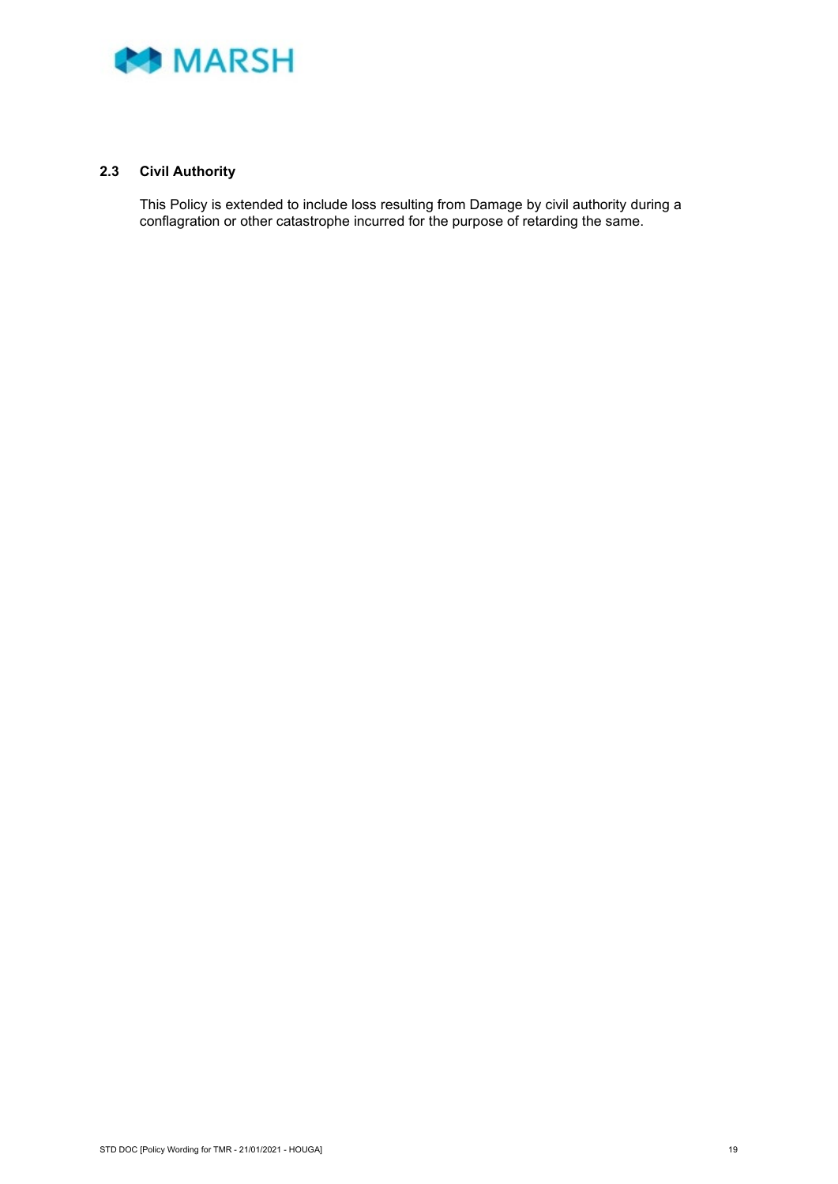## 2.3 Civil Authority

This Policy is extended to include loss resulting from Damage by civil authority during a conflagration or other catastrophe incurred for the purpose of retarding the same.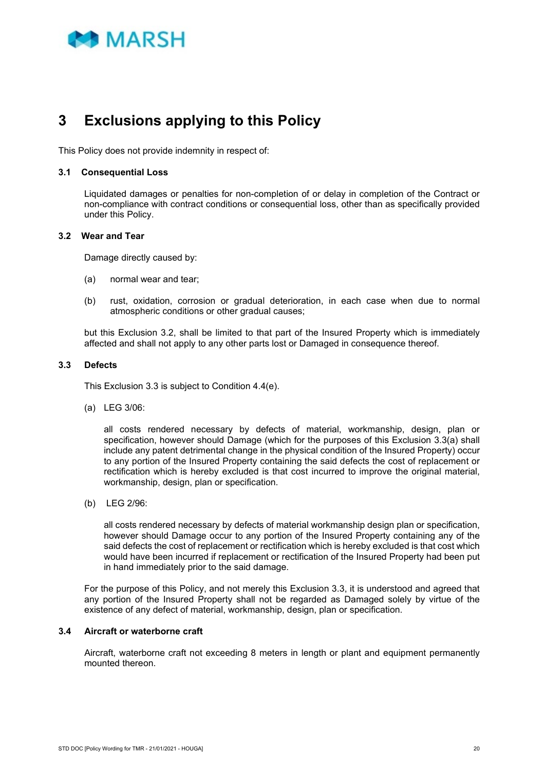# 3 Exclusions applying to this Policy

This Policy does not provide indemnity in respect of:

### 3.1 Consequential Loss

Liquidated damages or penalties for non-completion of or delay in completion of the Contract or non-compliance with contract conditions or consequential loss, other than as specifically provided under this Policy.

### 3.2 Wear and Tear

Damage directly caused by:

(a) normal wear and tear;

(b) rust, oxidation, corrosion or gradual deterioration, in each case when due to normal atmospheric conditions or other gradual causes;

but this Exclusion 3.2, shall be limited to that part of the Insured Property which is immediately affected and shall not apply to any other parts lost or Damaged in consequence thereof.

### 3.3 Defects

This Exclusion 3.3 is subject to Condition 4.4(e).

(a) LEG 3/06:

all costs rendered necessary by defects of material, workmanship, design, plan or specification, however should Damage (which for the purposes of this Exclusion 3.3(a) shall include any patent detrimental change in the physical condition of the Insured Property) occur to any portion of the Insured Property containing the said defects the cost of replacement or rectification which is hereby excluded is that cost incurred to improve the original material, workmanship, design, plan or specification.

(b) LEG 2/96:

all costs rendered necessary by defects of material workmanship design plan or specification, however should Damage occur to any portion of the Insured Property containing any of the said defects the cost of replacement or rectification which is hereby excluded is that cost which would have been incurred if replacement or rectification of the Insured Property had been put in hand immediately prior to the said damage.

For the purpose of this Policy, and not merely this Exclusion 3.3, it is understood and agreed that any portion of the Insured Property shall not be regarded as Damaged solely by virtue of the existence of any defect of material, workmanship, design, plan or specification.

### 3.4 Aircraft or waterborne craft

Aircraft, waterborne craft not exceeding 8 meters in length or plant and equipment permanently mounted thereon.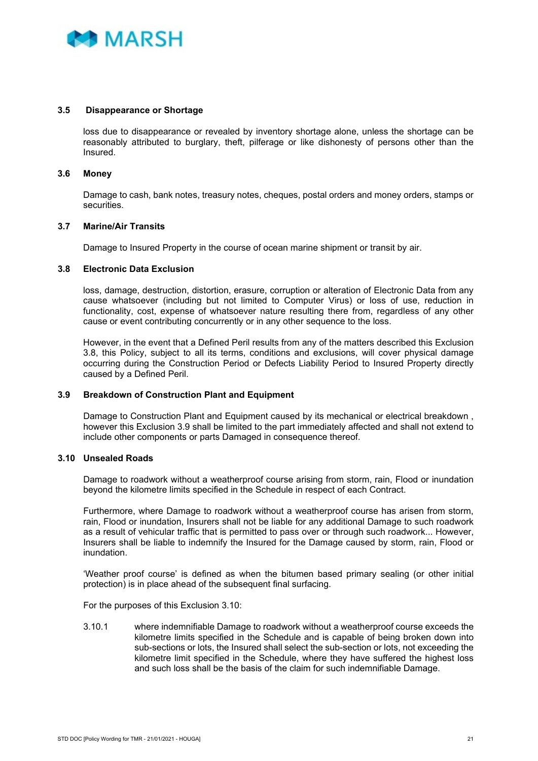### 3.5 Disappearance or Shortage

loss due to disappearance or revealed by inventory shortage alone, unless the shortage can be reasonably attributed to burglary, theft, pilferage or like dishonesty of persons other than the Insured.

### 3.6 Money

Damage to cash, bank notes, treasury notes, cheques, postal orders and money orders, stamps or securities.

### 3.7 Marine/Air Transits

Damage to Insured Property in the course of ocean marine shipment or transit by air.

### 3.8 Electronic Data Exclusion

loss, damage, destruction, distortion, erasure, corruption or alteration of Electronic Data from any cause whatsoever (including but not limited to Computer Virus) or loss of use, reduction in functionality, cost, expense of whatsoever nature resulting there from, regardless of any other cause or event contributing concurrently or in any other sequence to the loss.

However, in the event that a Defined Peril results from any of the matters described this Exclusion 3.8, this Policy, subject to all its terms, conditions and exclusions, will cover physical damage occurring during the Construction Period or Defects Liability Period to Insured Property directly caused by a Defined Peril.

### 3.9 Breakdown of Construction Plant and Equipment

Damage to Construction Plant and Equipment caused by its mechanical or electrical breakdown , however this Exclusion 3.9 shall be limited to the part immediately affected and shall not extend to include other components or parts Damaged in consequence thereof.

### 3.10 Unsealed Roads

Damage to roadwork without a weatherproof course arising from storm, rain, Flood or inundation beyond the kilometre limits specified in the Schedule in respect of each Contract.

Furthermore, where Damage to roadwork without a weatherproof course has arisen from storm, rain, Flood or inundation, Insurers shall not be liable for any additional Damage to such roadwork as a result of vehicular traffic that is permitted to pass over or through such roadwork... However, Insurers shall be liable to indemnify the Insured for the Damage caused by storm, rain, Flood or inundation.

'Weather proof course' is defined as when the bitumen based primary sealing (or other initial protection) is in place ahead of the subsequent final surfacing.

For the purposes of this Exclusion 3.10:

3.10.1 where indemnifiable Damage to roadwork without a weatherproof course exceeds the kilometre limits specified in the Schedule and is capable of being broken down into sub-sections or lots, the Insured shall select the sub-section or lots, not exceeding the kilometre limit specified in the Schedule, where they have suffered the highest loss and such loss shall be the basis of the claim for such indemnifiable Damage.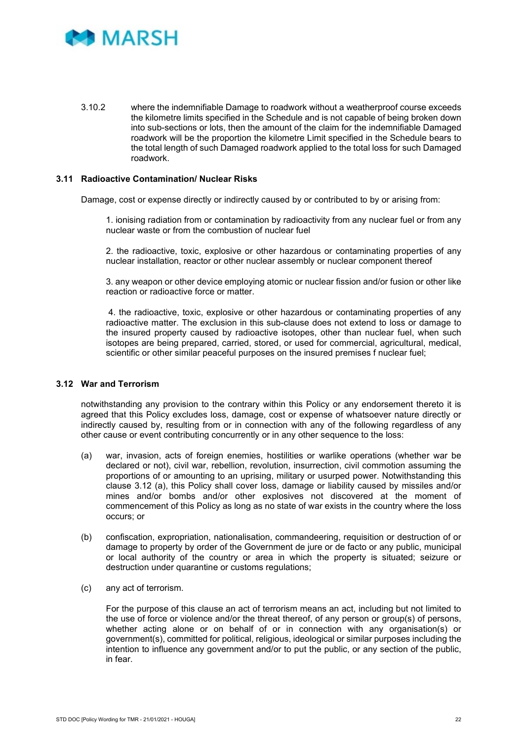3.10.2 where the indemnifiable Damage to roadwork without a weatherproof course exceeds the kilometre limits specified in the Schedule and is not capable of being broken down into sub-sections or lots, then the amount of the claim for the indemnifiable Damaged roadwork will be the proportion the kilometre Limit specified in the Schedule bears to the total length of such Damaged roadwork applied to the total loss for such Damaged roadwork.

### 3.11 Radioactive Contamination/ Nuclear Risks

Damage, cost or expense directly or indirectly caused by or contributed to by or arising from:

1. ionising radiation from or contamination by radioactivity from any nuclear fuel or from any nuclear waste or from the combustion of nuclear fuel

2. the radioactive, toxic, explosive or other hazardous or contaminating properties of any nuclear installation, reactor or other nuclear assembly or nuclear component thereof

3. any weapon or other device employing atomic or nuclear fission and/or fusion or other like reaction or radioactive force or matter.

4. the radioactive, toxic, explosive or other hazardous or contaminating properties of any radioactive matter. The exclusion in this sub-clause does not extend to loss or damage to the insured property caused by radioactive isotopes, other than nuclear fuel, when such isotopes are being prepared, carried, stored, or used for commercial, agricultural, medical, scientific or other similar peaceful purposes on the insured premises f nuclear fuel;

### 3.12 War and Terrorism

notwithstanding any provision to the contrary within this Policy or any endorsement thereto it is agreed that this Policy excludes loss, damage, cost or expense of whatsoever nature directly or indirectly caused by, resulting from or in connection with any of the following regardless of any other cause or event contributing concurrently or in any other sequence to the loss:

(a) war, invasion, acts of foreign enemies, hostilities or warlike operations (whether war be declared or not), civil war, rebellion, revolution, insurrection, civil commotion assuming the proportions of or amounting to an uprising, military or usurped power. Notwithstanding this clause 3.12 (a), this Policy shall cover loss, damage or liability caused by missiles and/or mines and/or bombs and/or other explosives not discovered at the moment of commencement of this Policy as long as no state of war exists in the country where the loss occurs; or

(b) confiscation, expropriation, nationalisation, commandeering, requisition or destruction of or damage to property by order of the Government de jure or de facto or any public, municipal or local authority of the country or area in which the property is situated; seizure or destruction under quarantine or customs regulations;

(c) any act of terrorism.

For the purpose of this clause an act of terrorism means an act, including but not limited to the use of force or violence and/or the threat thereof, of any person or group(s) of persons, whether acting alone or on behalf of or in connection with any organisation(s) or government(s), committed for political, religious, ideological or similar purposes including the intention to influence any government and/or to put the public, or any section of the public, in fear.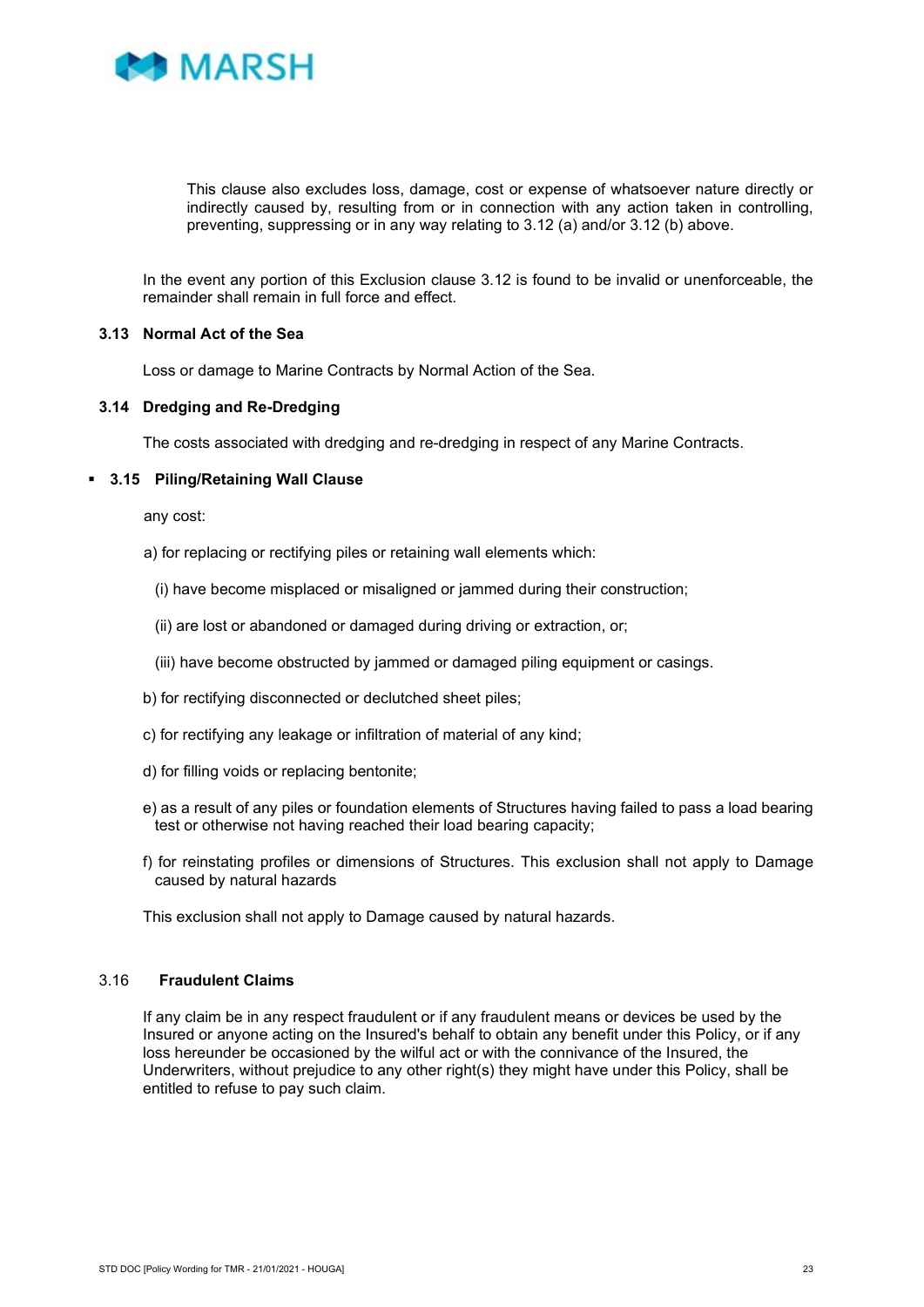This clause also excludes loss, damage, cost or expense of whatsoever nature directly or indirectly caused by, resulting from or in connection with any action taken in controlling, preventing, suppressing or in any way relating to 3.12 (a) and/or 3.12 (b) above.

In the event any portion of this Exclusion clause 3.12 is found to be invalid or unenforceable, the remainder shall remain in full force and effect.

### 3.13 Normal Act of the Sea

Loss or damage to Marine Contracts by Normal Action of the Sea.

### 3.14 Dredging and Re-Dredging

The costs associated with dredging and re-dredging in respect of any Marine Contracts.

### 3.15 Piling/Retaining Wall Clause

any cost:

a) for replacing or rectifying piles or retaining wall elements which:

(i) have become misplaced or misaligned or jammed during their construction;

(ii) are lost or abandoned or damaged during driving or extraction, or;

(iii) have become obstructed by jammed or damaged piling equipment or casings.

b) for rectifying disconnected or declutched sheet piles;

c) for rectifying any leakage or infiltration of material of any kind;

d) for filling voids or replacing bentonite;

e) as a result of any piles or foundation elements of Structures having failed to pass a load bearing test or otherwise not having reached their load bearing capacity;

f) for reinstating profiles or dimensions of Structures. This exclusion shall not apply to Damage caused by natural hazards

This exclusion shall not apply to Damage caused by natural hazards.

### 3.16 Fraudulent Claims

If any claim be in any respect fraudulent or if any fraudulent means or devices be used by the Insured or anyone acting on the Insured's behalf to obtain any benefit under this Policy, or if any loss hereunder be occasioned by the wilful act or with the connivance of the Insured, the Underwriters, without prejudice to any other right(s) they might have under this Policy, shall be entitled to refuse to pay such claim.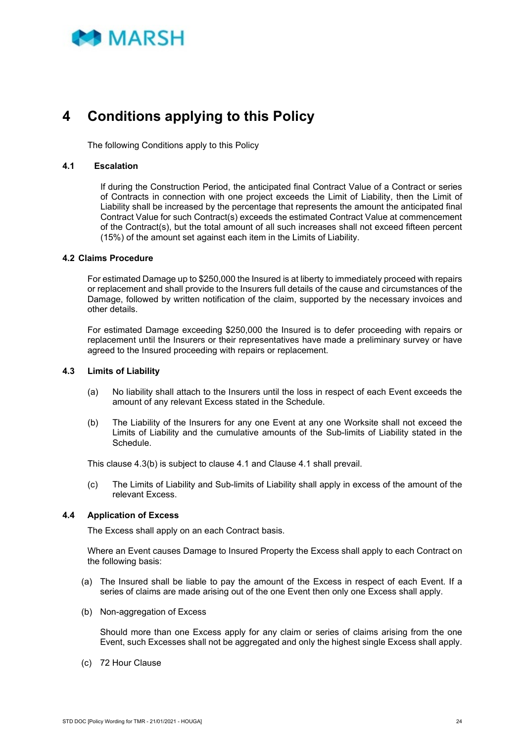# 4 Conditions applying to this Policy

The following Conditions apply to this Policy

### 4.1 Escalation

If during the Construction Period, the anticipated final Contract Value of a Contract or series of Contracts in connection with one project exceeds the Limit of Liability, then the Limit of Liability shall be increased by the percentage that represents the amount the anticipated final Contract Value for such Contract(s) exceeds the estimated Contract Value at commencement of the Contract(s), but the total amount of all such increases shall not exceed fifteen percent (15%) of the amount set against each item in the Limits of Liability.

### 4.2 Claims Procedure

For estimated Damage up to $250,000 the Insured is at liberty to immediately proceed with repairs or replacement and shall provide to the Insurers full details of the cause and circumstances of the Damage, followed by written notification of the claim, supported by the necessary invoices and other details.

For estimated Damage exceeding $250,000 the Insured is to defer proceeding with repairs or replacement until the Insurers or their representatives have made a preliminary survey or have agreed to the Insured proceeding with repairs or replacement.

### 4.3 Limits of Liability

(a) No liability shall attach to the Insurers until the loss in respect of each Event exceeds the amount of any relevant Excess stated in the Schedule.

(b) The Liability of the Insurers for any one Event at any one Worksite shall not exceed the Limits of Liability and the cumulative amounts of the Sub-limits of Liability stated in the Schedule.

This clause 4.3(b) is subject to clause 4.1 and Clause 4.1 shall prevail.

(c) The Limits of Liability and Sub-limits of Liability shall apply in excess of the amount of the relevant Excess.

### 4.4 Application of Excess

The Excess shall apply on an each Contract basis.

Where an Event causes Damage to Insured Property the Excess shall apply to each Contract on the following basis:

(a) The Insured shall be liable to pay the amount of the Excess in respect of each Event. If a series of claims are made arising out of the one Event then only one Excess shall apply.

(b) Non-aggregation of Excess

Should more than one Excess apply for any claim or series of claims arising from the one Event, such Excesses shall not be aggregated and only the highest single Excess shall apply.

(c) 72 Hour Clause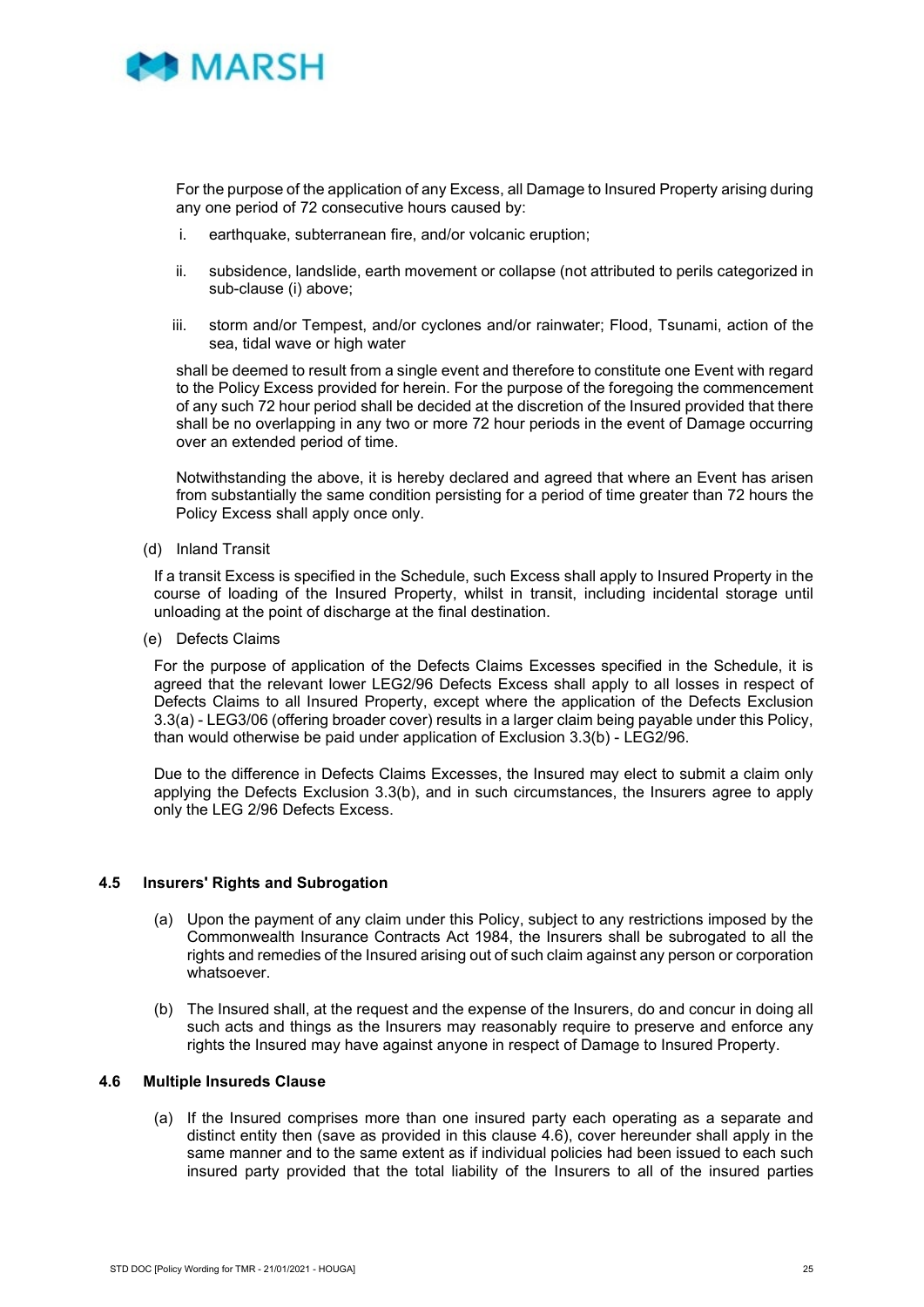For the purpose of the application of any Excess, all Damage to Insured Property arising during any one period of 72 consecutive hours caused by:

i. earthquake, subterranean fire, and/or volcanic eruption;

ii. subsidence, landslide, earth movement or collapse (not attributed to perils categorized in sub-clause (i) above;

iii. storm and/or Tempest, and/or cyclones and/or rainwater; Flood, Tsunami, action of the sea, tidal wave or high water

shall be deemed to result from a single event and therefore to constitute one Event with regard to the Policy Excess provided for herein. For the purpose of the foregoing the commencement of any such 72 hour period shall be decided at the discretion of the Insured provided that there shall be no overlapping in any two or more 72 hour periods in the event of Damage occurring over an extended period of time.

Notwithstanding the above, it is hereby declared and agreed that where an Event has arisen from substantially the same condition persisting for a period of time greater than 72 hours the Policy Excess shall apply once only.

(d) Inland Transit

If a transit Excess is specified in the Schedule, such Excess shall apply to Insured Property in the course of loading of the Insured Property, whilst in transit, including incidental storage until unloading at the point of discharge at the final destination.

(e) Defects Claims

For the purpose of application of the Defects Claims Excesses specified in the Schedule, it is agreed that the relevant lower LEG2/96 Defects Excess shall apply to all losses in respect of Defects Claims to all Insured Property, except where the application of the Defects Exclusion 3.3(a) - LEG3/06 (offering broader cover) results in a larger claim being payable under this Policy, than would otherwise be paid under application of Exclusion 3.3(b) - LEG2/96.

Due to the difference in Defects Claims Excesses, the Insured may elect to submit a claim only applying the Defects Exclusion 3.3(b), and in such circumstances, the Insurers agree to apply only the LEG 2/96 Defects Excess.

### 4.5 Insurers' Rights and Subrogation

(a) Upon the payment of any claim under this Policy, subject to any restrictions imposed by the Commonwealth Insurance Contracts Act 1984, the Insurers shall be subrogated to all the rights and remedies of the Insured arising out of such claim against any person or corporation whatsoever.

(b) The Insured shall, at the request and the expense of the Insurers, do and concur in doing all such acts and things as the Insurers may reasonably require to preserve and enforce any rights the Insured may have against anyone in respect of Damage to Insured Property.

### 4.6 Multiple Insureds Clause

(a) If the Insured comprises more than one insured party each operating as a separate and distinct entity then (save as provided in this clause 4.6), cover hereunder shall apply in the same manner and to the same extent as if individual policies had been issued to each such insured party provided that the total liability of the Insurers to all of the insured parties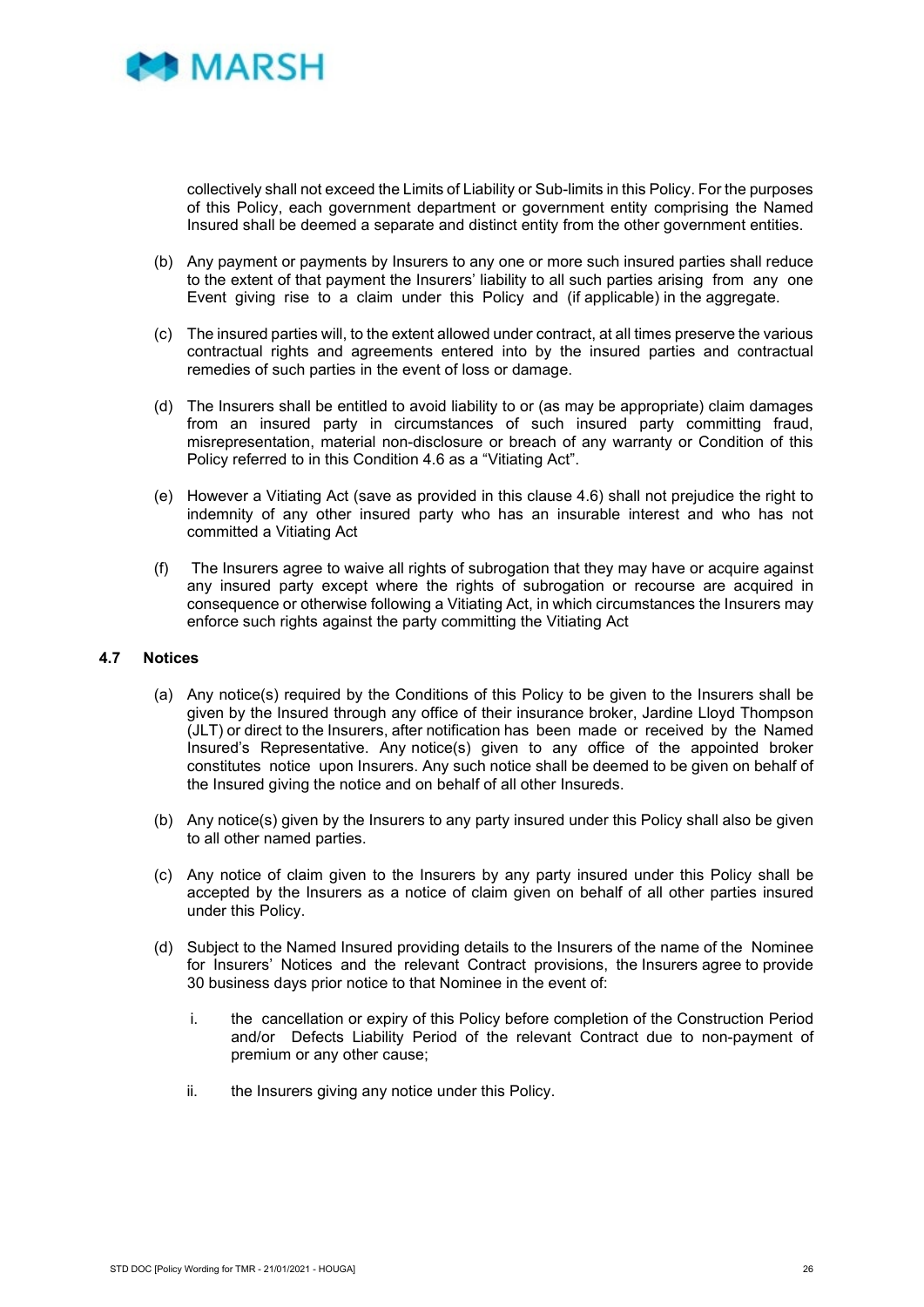collectively shall not exceed the Limits of Liability or Sub-limits in this Policy. For the purposes of this Policy, each government department or government entity comprising the Named Insured shall be deemed a separate and distinct entity from the other government entities.

(b) Any payment or payments by Insurers to any one or more such insured parties shall reduce to the extent of that payment the Insurers' liability to all such parties arising from any one Event giving rise to a claim under this Policy and (if applicable) in the aggregate.

(c) The insured parties will, to the extent allowed under contract, at all times preserve the various contractual rights and agreements entered into by the insured parties and contractual remedies of such parties in the event of loss or damage.

(d) The Insurers shall be entitled to avoid liability to or (as may be appropriate) claim damages from an insured party in circumstances of such insured party committing fraud, misrepresentation, material non-disclosure or breach of any warranty or Condition of this Policy referred to in this Condition 4.6 as a "Vitiating Act".

(e) However a Vitiating Act (save as provided in this clause 4.6) shall not prejudice the right to indemnity of any other insured party who has an insurable interest and who has not committed a Vitiating Act

(f) The Insurers agree to waive all rights of subrogation that they may have or acquire against any insured party except where the rights of subrogation or recourse are acquired in consequence or otherwise following a Vitiating Act, in which circumstances the Insurers may enforce such rights against the party committing the Vitiating Act

### 4.7 Notices

(a) Any notice(s) required by the Conditions of this Policy to be given to the Insurers shall be given by the Insured through any office of their insurance broker, Jardine Lloyd Thompson (JLT) or direct to the Insurers, after notification has been made or received by the Named Insured's Representative. Any notice(s) given to any office of the appointed broker constitutes notice upon Insurers. Any such notice shall be deemed to be given on behalf of the Insured giving the notice and on behalf of all other Insureds.

(b) Any notice(s) given by the Insurers to any party insured under this Policy shall also be given to all other named parties.

(c) Any notice of claim given to the Insurers by any party insured under this Policy shall be accepted by the Insurers as a notice of claim given on behalf of all other parties insured under this Policy.

(d) Subject to the Named Insured providing details to the Insurers of the name of the Nominee for Insurers' Notices and the relevant Contract provisions, the Insurers agree to provide 30 business days prior notice to that Nominee in the event of:

   i. the cancellation or expiry of this Policy before completion of the Construction Period and/or Defects Liability Period of the relevant Contract due to non-payment of premium or any other cause;

   ii. the Insurers giving any notice under this Policy.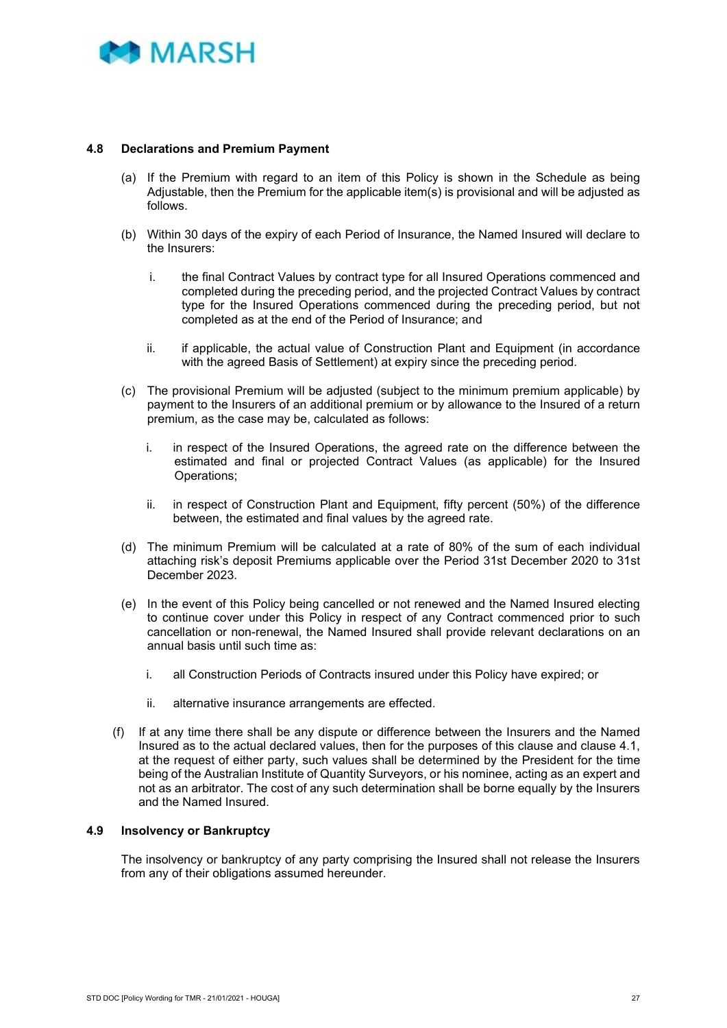### 4.8 Declarations and Premium Payment

(a) If the Premium with regard to an item of this Policy is shown in the Schedule as being Adjustable, then the Premium for the applicable item(s) is provisional and will be adjusted as follows.

(b) Within 30 days of the expiry of each Period of Insurance, the Named Insured will declare to the Insurers:

   i. the final Contract Values by contract type for all Insured Operations commenced and completed during the preceding period, and the projected Contract Values by contract type for the Insured Operations commenced during the preceding period, but not completed as at the end of the Period of Insurance; and

   ii. if applicable, the actual value of Construction Plant and Equipment (in accordance with the agreed Basis of Settlement) at expiry since the preceding period.

(c) The provisional Premium will be adjusted (subject to the minimum premium applicable) by payment to the Insurers of an additional premium or by allowance to the Insured of a return premium, as the case may be, calculated as follows:

   i. in respect of the Insured Operations, the agreed rate on the difference between the estimated and final or projected Contract Values (as applicable) for the Insured Operations;

   ii. in respect of Construction Plant and Equipment, fifty percent (50%) of the difference between, the estimated and final values by the agreed rate.

(d) The minimum Premium will be calculated at a rate of 80% of the sum of each individual attaching risk's deposit Premiums applicable over the Period 31st December 2020 to 31st December 2023.

(e) In the event of this Policy being cancelled or not renewed and the Named Insured electing to continue cover under this Policy in respect of any Contract commenced prior to such cancellation or non-renewal, the Named Insured shall provide relevant declarations on an annual basis until such time as:

   i. all Construction Periods of Contracts insured under this Policy have expired; or

   ii. alternative insurance arrangements are effected.

(f) If at any time there shall be any dispute or difference between the Insurers and the Named Insured as to the actual declared values, then for the purposes of this clause and clause 4.1, at the request of either party, such values shall be determined by the President for the time being of the Australian Institute of Quantity Surveyors, or his nominee, acting as an expert and not as an arbitrator. The cost of any such determination shall be borne equally by the Insurers and the Named Insured.

### 4.9 Insolvency or Bankruptcy

The insolvency or bankruptcy of any party comprising the Insured shall not release the Insurers from any of their obligations assumed hereunder.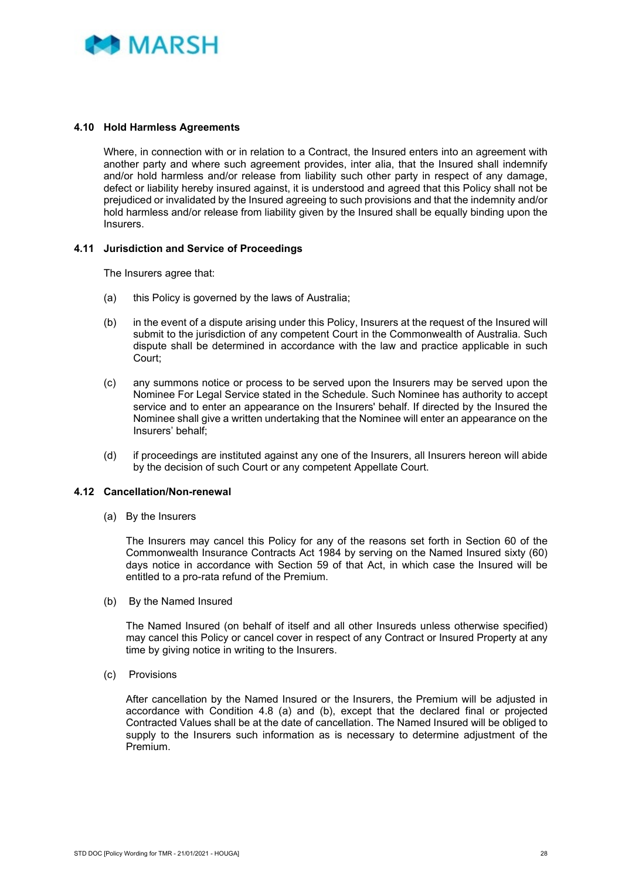### 4.10 Hold Harmless Agreements

Where, in connection with or in relation to a Contract, the Insured enters into an agreement with another party and where such agreement provides, inter alia, that the Insured shall indemnify and/or hold harmless and/or release from liability such other party in respect of any damage, defect or liability hereby insured against, it is understood and agreed that this Policy shall not be prejudiced or invalidated by the Insured agreeing to such provisions and that the indemnity and/or hold harmless and/or release from liability given by the Insured shall be equally binding upon the Insurers.

### 4.11 Jurisdiction and Service of Proceedings

The Insurers agree that:

(a) this Policy is governed by the laws of Australia;

(b) in the event of a dispute arising under this Policy, Insurers at the request of the Insured will submit to the jurisdiction of any competent Court in the Commonwealth of Australia. Such dispute shall be determined in accordance with the law and practice applicable in such Court;

(c) any summons notice or process to be served upon the Insurers may be served upon the Nominee For Legal Service stated in the Schedule. Such Nominee has authority to accept service and to enter an appearance on the Insurers' behalf. If directed by the Insured the Nominee shall give a written undertaking that the Nominee will enter an appearance on the Insurers' behalf;

(d) if proceedings are instituted against any one of the Insurers, all Insurers hereon will abide by the decision of such Court or any competent Appellate Court.

### 4.12 Cancellation/Non-renewal

(a) By the Insurers

The Insurers may cancel this Policy for any of the reasons set forth in Section 60 of the Commonwealth Insurance Contracts Act 1984 by serving on the Named Insured sixty (60) days notice in accordance with Section 59 of that Act, in which case the Insured will be entitled to a pro-rata refund of the Premium.

(b) By the Named Insured

The Named Insured (on behalf of itself and all other Insureds unless otherwise specified) may cancel this Policy or cancel cover in respect of any Contract or Insured Property at any time by giving notice in writing to the Insurers.

(c) Provisions

After cancellation by the Named Insured or the Insurers, the Premium will be adjusted in accordance with Condition 4.8 (a) and (b), except that the declared final or projected Contracted Values shall be at the date of cancellation. The Named Insured will be obliged to supply to the Insurers such information as is necessary to determine adjustment of the Premium.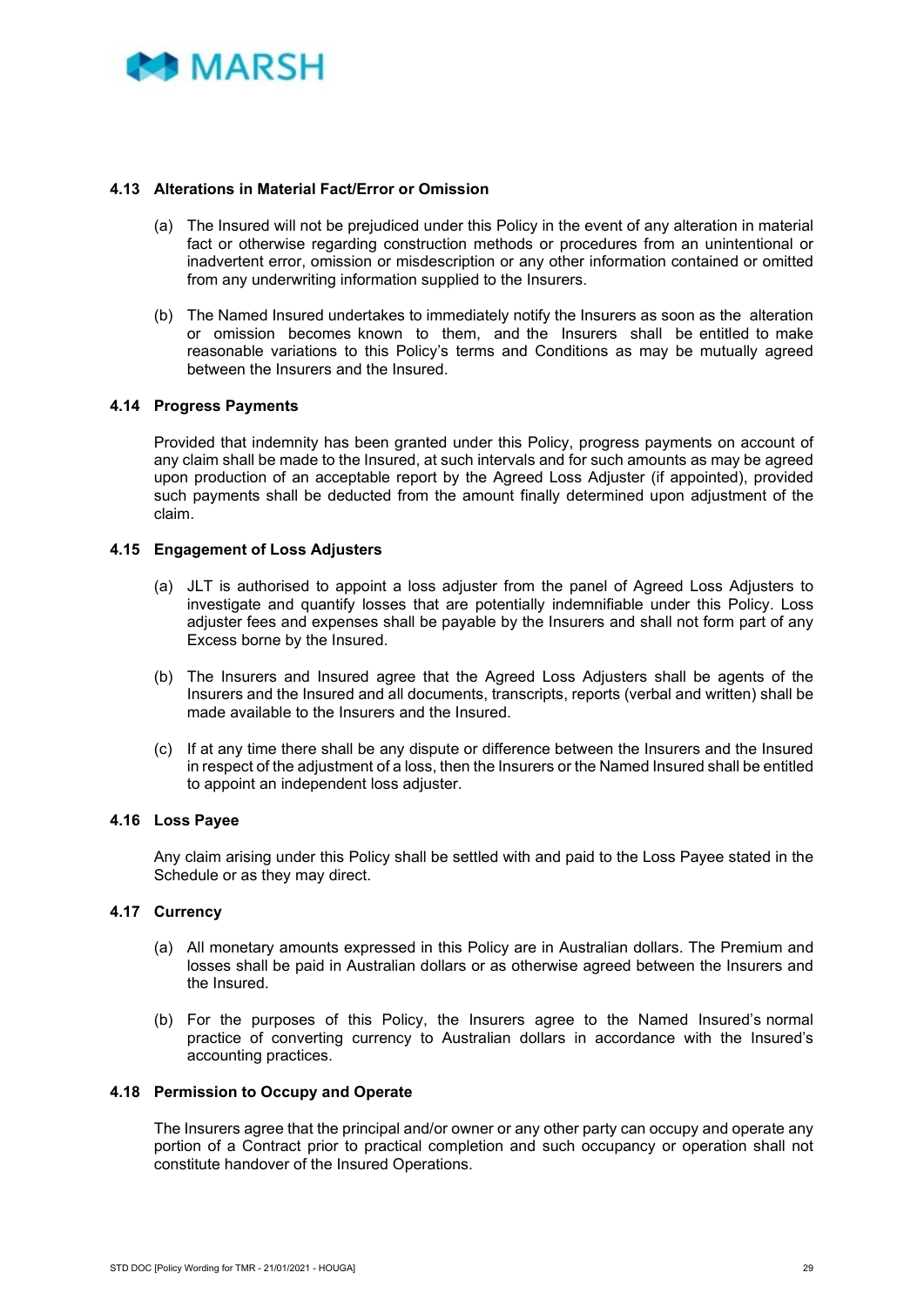### 4.13 Alterations in Material Fact/Error or Omission

(a) The Insured will not be prejudiced under this Policy in the event of any alteration in material fact or otherwise regarding construction methods or procedures from an unintentional or inadvertent error, omission or misdescription or any other information contained or omitted from any underwriting information supplied to the Insurers.

(b) The Named Insured undertakes to immediately notify the Insurers as soon as the alteration or omission becomes known to them, and the Insurers shall be entitled to make reasonable variations to this Policy's terms and Conditions as may be mutually agreed between the Insurers and the Insured.

### 4.14 Progress Payments

Provided that indemnity has been granted under this Policy, progress payments on account of any claim shall be made to the Insured, at such intervals and for such amounts as may be agreed upon production of an acceptable report by the Agreed Loss Adjuster (if appointed), provided such payments shall be deducted from the amount finally determined upon adjustment of the claim.

### 4.15 Engagement of Loss Adjusters

(a) JLT is authorised to appoint a loss adjuster from the panel of Agreed Loss Adjusters to investigate and quantify losses that are potentially indemnifiable under this Policy. Loss adjuster fees and expenses shall be payable by the Insurers and shall not form part of any Excess borne by the Insured.

(b) The Insurers and Insured agree that the Agreed Loss Adjusters shall be agents of the Insurers and the Insured and all documents, transcripts, reports (verbal and written) shall be made available to the Insurers and the Insured.

(c) If at any time there shall be any dispute or difference between the Insurers and the Insured in respect of the adjustment of a loss, then the Insurers or the Named Insured shall be entitled to appoint an independent loss adjuster.

### 4.16 Loss Payee

Any claim arising under this Policy shall be settled with and paid to the Loss Payee stated in the Schedule or as they may direct.

### 4.17 Currency

(a) All monetary amounts expressed in this Policy are in Australian dollars. The Premium and losses shall be paid in Australian dollars or as otherwise agreed between the Insurers and the Insured.

(b) For the purposes of this Policy, the Insurers agree to the Named Insured's normal practice of converting currency to Australian dollars in accordance with the Insured's accounting practices.

### 4.18 Permission to Occupy and Operate

The Insurers agree that the principal and/or owner or any other party can occupy and operate any portion of a Contract prior to practical completion and such occupancy or operation shall not constitute handover of the Insured Operations.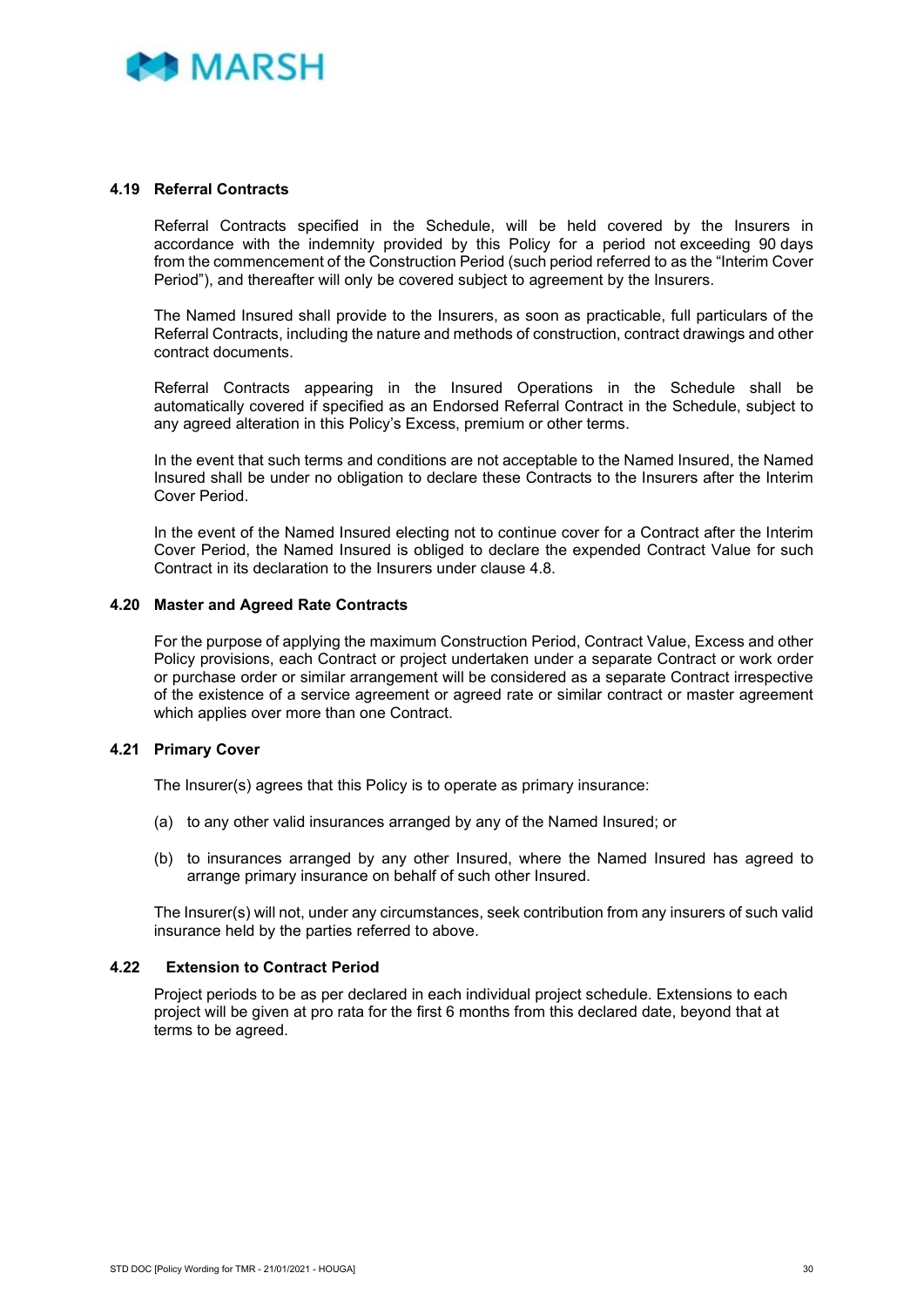### 4.19 Referral Contracts

Referral Contracts specified in the Schedule, will be held covered by the Insurers in accordance with the indemnity provided by this Policy for a period not exceeding 90 days from the commencement of the Construction Period (such period referred to as the "Interim Cover Period"), and thereafter will only be covered subject to agreement by the Insurers.

The Named Insured shall provide to the Insurers, as soon as practicable, full particulars of the Referral Contracts, including the nature and methods of construction, contract drawings and other contract documents.

Referral Contracts appearing in the Insured Operations in the Schedule shall be automatically covered if specified as an Endorsed Referral Contract in the Schedule, subject to any agreed alteration in this Policy's Excess, premium or other terms.

In the event that such terms and conditions are not acceptable to the Named Insured, the Named Insured shall be under no obligation to declare these Contracts to the Insurers after the Interim Cover Period.

In the event of the Named Insured electing not to continue cover for a Contract after the Interim Cover Period, the Named Insured is obliged to declare the expended Contract Value for such Contract in its declaration to the Insurers under clause 4.8.

### 4.20 Master and Agreed Rate Contracts

For the purpose of applying the maximum Construction Period, Contract Value, Excess and other Policy provisions, each Contract or project undertaken under a separate Contract or work order or purchase order or similar arrangement will be considered as a separate Contract irrespective of the existence of a service agreement or agreed rate or similar contract or master agreement which applies over more than one Contract.

### 4.21 Primary Cover

The Insurer(s) agrees that this Policy is to operate as primary insurance:

(a) to any other valid insurances arranged by any of the Named Insured; or

(b) to insurances arranged by any other Insured, where the Named Insured has agreed to arrange primary insurance on behalf of such other Insured.

The Insurer(s) will not, under any circumstances, seek contribution from any insurers of such valid insurance held by the parties referred to above.

### 4.22 Extension to Contract Period

Project periods to be as per declared in each individual project schedule. Extensions to each project will be given at pro rata for the first 6 months from this declared date, beyond that at terms to be agreed.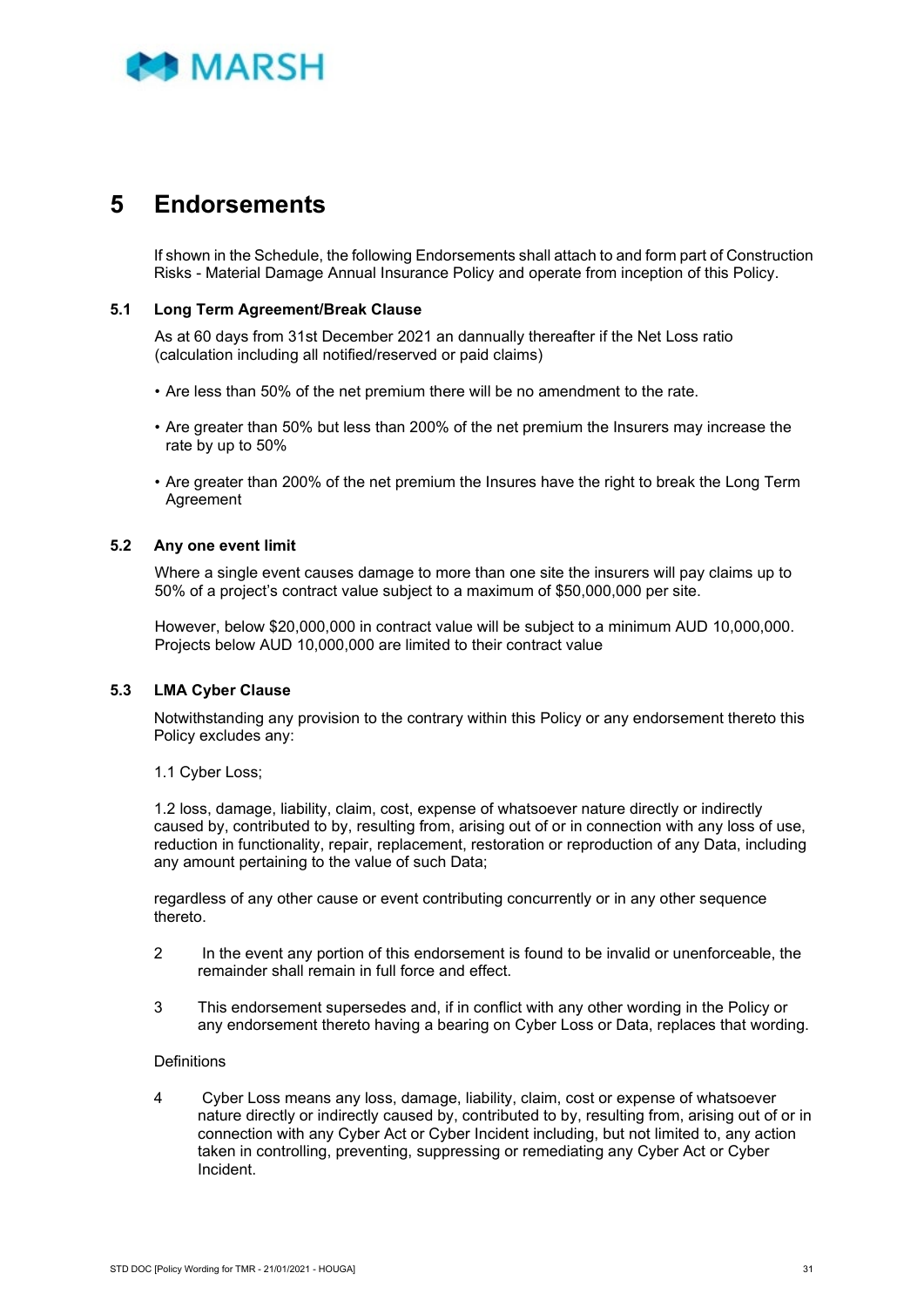# 5 Endorsements

If shown in the Schedule, the following Endorsements shall attach to and form part of Construction Risks - Material Damage Annual Insurance Policy and operate from inception of this Policy.

### 5.1 Long Term Agreement/Break Clause

As at 60 days from 31st December 2021 an dannually thereafter if the Net Loss ratio (calculation including all notified/reserved or paid claims)

- Are less than 50% of the net premium there will be no amendment to the rate.
- Are greater than 50% but less than 200% of the net premium the Insurers may increase the rate by up to 50%
- Are greater than 200% of the net premium the Insures have the right to break the Long Term Agreement

### 5.2 Any one event limit

Where a single event causes damage to more than one site the insurers will pay claims up to 50% of a project's contract value subject to a maximum of $50,000,000 per site.

However, below $20,000,000 in contract value will be subject to a minimum AUD 10,000,000. Projects below AUD 10,000,000 are limited to their contract value

### 5.3 LMA Cyber Clause

Notwithstanding any provision to the contrary within this Policy or any endorsement thereto this Policy excludes any:

1.1 Cyber Loss;

1.2 loss, damage, liability, claim, cost, expense of whatsoever nature directly or indirectly caused by, contributed to by, resulting from, arising out of or in connection with any loss of use, reduction in functionality, repair, replacement, restoration or reproduction of any Data, including any amount pertaining to the value of such Data;

regardless of any other cause or event contributing concurrently or in any other sequence thereto.

2 In the event any portion of this endorsement is found to be invalid or unenforceable, the remainder shall remain in full force and effect.

3 This endorsement supersedes and, if in conflict with any other wording in the Policy or any endorsement thereto having a bearing on Cyber Loss or Data, replaces that wording.

Definitions

4 Cyber Loss means any loss, damage, liability, claim, cost or expense of whatsoever nature directly or indirectly caused by, contributed to by, resulting from, arising out of or in connection with any Cyber Act or Cyber Incident including, but not limited to, any action taken in controlling, preventing, suppressing or remediating any Cyber Act or Cyber Incident.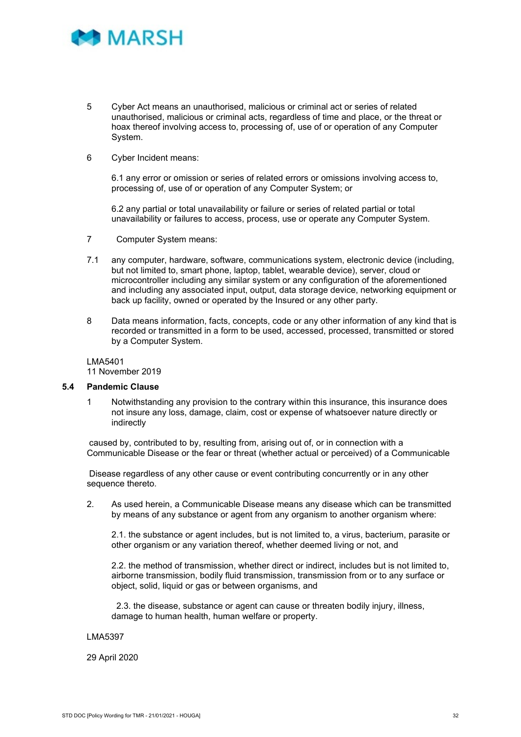5 Cyber Act means an unauthorised, malicious or criminal act or series of related unauthorised, malicious or criminal acts, regardless of time and place, or the threat or hoax thereof involving access to, processing of, use of or operation of any Computer System.

6 Cyber Incident means:

6.1 any error or omission or series of related errors or omissions involving access to, processing of, use of or operation of any Computer System; or

6.2 any partial or total unavailability or failure or series of related partial or total unavailability or failures to access, process, use or operate any Computer System.

7 Computer System means:

7.1 any computer, hardware, software, communications system, electronic device (including, but not limited to, smart phone, laptop, tablet, wearable device), server, cloud or microcontroller including any similar system or any configuration of the aforementioned and including any associated input, output, data storage device, networking equipment or back up facility, owned or operated by the Insured or any other party.

8 Data means information, facts, concepts, code or any other information of any kind that is recorded or transmitted in a form to be used, accessed, processed, transmitted or stored by a Computer System.

LMA5401
11 November 2019

### 5.4 Pandemic Clause

1 Notwithstanding any provision to the contrary within this insurance, this insurance does not insure any loss, damage, claim, cost or expense of whatsoever nature directly or indirectly

caused by, contributed to by, resulting from, arising out of, or in connection with a Communicable Disease or the fear or threat (whether actual or perceived) of a Communicable

Disease regardless of any other cause or event contributing concurrently or in any other sequence thereto.

2. As used herein, a Communicable Disease means any disease which can be transmitted by means of any substance or agent from any organism to another organism where:

2.1. the substance or agent includes, but is not limited to, a virus, bacterium, parasite or other organism or any variation thereof, whether deemed living or not, and

2.2. the method of transmission, whether direct or indirect, includes but is not limited to, airborne transmission, bodily fluid transmission, transmission from or to any surface or object, solid, liquid or gas or between organisms, and

2.3. the disease, substance or agent can cause or threaten bodily injury, illness, damage to human health, human welfare or property.

LMA5397

29 April 2020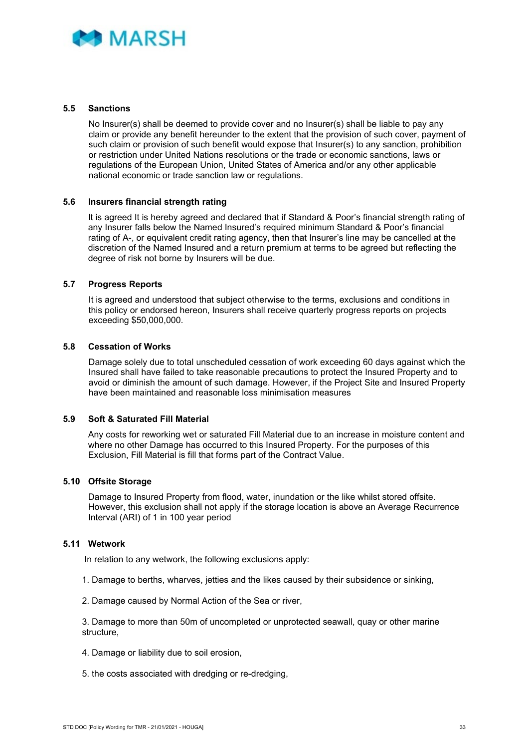### 5.5 Sanctions

No Insurer(s) shall be deemed to provide cover and no Insurer(s) shall be liable to pay any claim or provide any benefit hereunder to the extent that the provision of such cover, payment of such claim or provision of such benefit would expose that Insurer(s) to any sanction, prohibition or restriction under United Nations resolutions or the trade or economic sanctions, laws or regulations of the European Union, United States of America and/or any other applicable national economic or trade sanction law or regulations.

### 5.6 Insurers financial strength rating

It is agreed It is hereby agreed and declared that if Standard & Poor's financial strength rating of any Insurer falls below the Named Insured's required minimum Standard & Poor's financial rating of A-, or equivalent credit rating agency, then that Insurer's line may be cancelled at the discretion of the Named Insured and a return premium at terms to be agreed but reflecting the degree of risk not borne by Insurers will be due.

### 5.7 Progress Reports

It is agreed and understood that subject otherwise to the terms, exclusions and conditions in this policy or endorsed hereon, Insurers shall receive quarterly progress reports on projects exceeding $50,000,000.

### 5.8 Cessation of Works

Damage solely due to total unscheduled cessation of work exceeding 60 days against which the Insured shall have failed to take reasonable precautions to protect the Insured Property and to avoid or diminish the amount of such damage. However, if the Project Site and Insured Property have been maintained and reasonable loss minimisation measures

### 5.9 Soft & Saturated Fill Material

Any costs for reworking wet or saturated Fill Material due to an increase in moisture content and where no other Damage has occurred to this Insured Property. For the purposes of this Exclusion, Fill Material is fill that forms part of the Contract Value.

### 5.10 Offsite Storage

Damage to Insured Property from flood, water, inundation or the like whilst stored offsite. However, this exclusion shall not apply if the storage location is above an Average Recurrence Interval (ARI) of 1 in 100 year period

### 5.11 Wetwork

In relation to any wetwork, the following exclusions apply:

1. Damage to berths, wharves, jetties and the likes caused by their subsidence or sinking,

2. Damage caused by Normal Action of the Sea or river,

3. Damage to more than 50m of uncompleted or unprotected seawall, quay or other marine structure,

4. Damage or liability due to soil erosion,

5. the costs associated with dredging or re-dredging,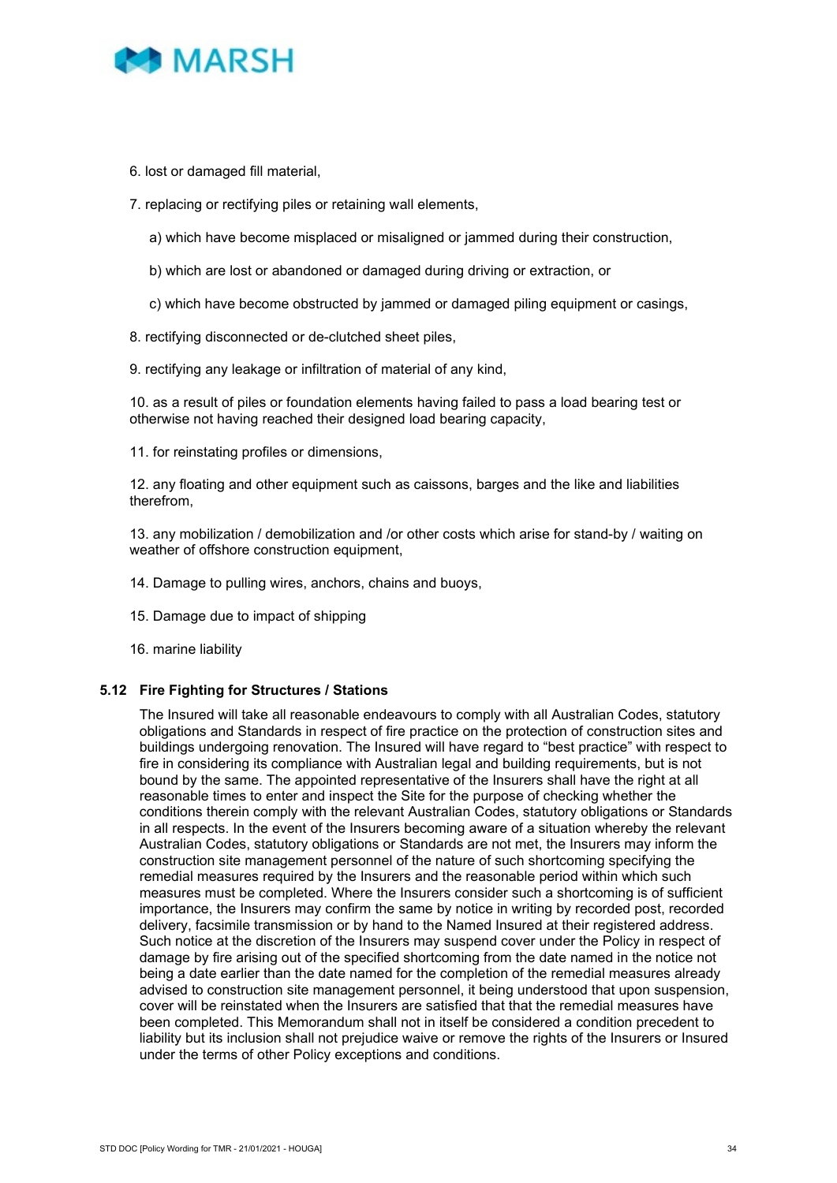6. lost or damaged fill material,

7. replacing or rectifying piles or retaining wall elements,

   a) which have become misplaced or misaligned or jammed during their construction,

   b) which are lost or abandoned or damaged during driving or extraction, or

   c) which have become obstructed by jammed or damaged piling equipment or casings,

8. rectifying disconnected or de-clutched sheet piles,

9. rectifying any leakage or infiltration of material of any kind,

10. as a result of piles or foundation elements having failed to pass a load bearing test or otherwise not having reached their designed load bearing capacity,

11. for reinstating profiles or dimensions,

12. any floating and other equipment such as caissons, barges and the like and liabilities therefrom,

13. any mobilization / demobilization and /or other costs which arise for stand-by / waiting on weather of offshore construction equipment,

14. Damage to pulling wires, anchors, chains and buoys,

15. Damage due to impact of shipping

16. marine liability

### 5.12 Fire Fighting for Structures / Stations

The Insured will take all reasonable endeavours to comply with all Australian Codes, statutory obligations and Standards in respect of fire practice on the protection of construction sites and buildings undergoing renovation. The Insured will have regard to "best practice" with respect to fire in considering its compliance with Australian legal and building requirements, but is not bound by the same. The appointed representative of the Insurers shall have the right at all reasonable times to enter and inspect the Site for the purpose of checking whether the conditions therein comply with the relevant Australian Codes, statutory obligations or Standards in all respects. In the event of the Insurers becoming aware of a situation whereby the relevant Australian Codes, statutory obligations or Standards are not met, the Insurers may inform the construction site management personnel of the nature of such shortcoming specifying the remedial measures required by the Insurers and the reasonable period within which such measures must be completed. Where the Insurers consider such a shortcoming is of sufficient importance, the Insurers may confirm the same by notice in writing by recorded post, recorded delivery, facsimile transmission or by hand to the Named Insured at their registered address. Such notice at the discretion of the Insurers may suspend cover under the Policy in respect of damage by fire arising out of the specified shortcoming from the date named in the notice not being a date earlier than the date named for the completion of the remedial measures already advised to construction site management personnel, it being understood that upon suspension, cover will be reinstated when the Insurers are satisfied that that the remedial measures have been completed. This Memorandum shall not in itself be considered a condition precedent to liability but its inclusion shall not prejudice waive or remove the rights of the Insurers or Insured under the terms of other Policy exceptions and conditions.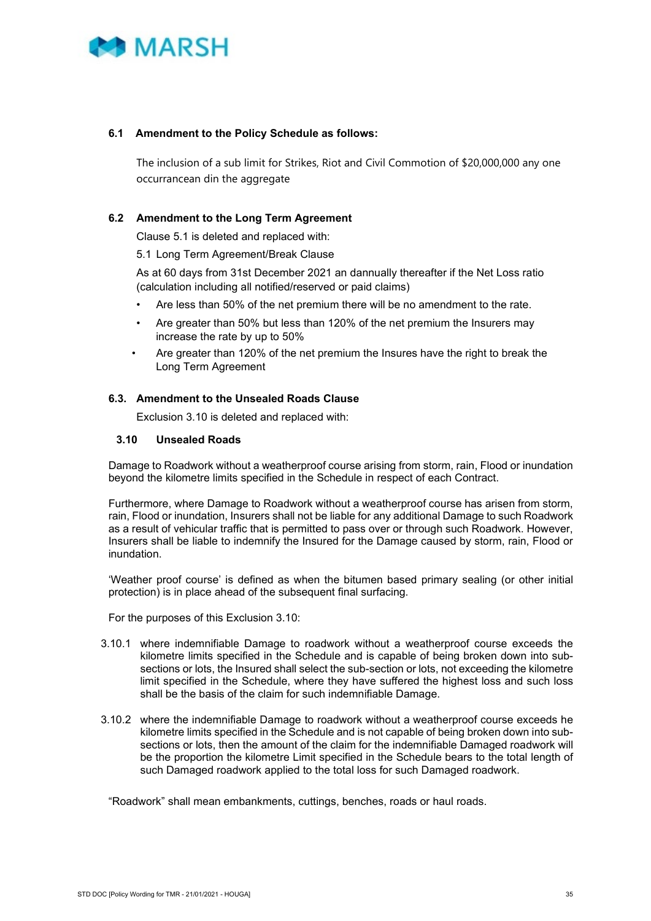## 6.1 Amendment to the Policy Schedule as follows:

The inclusion of a sub limit for Strikes, Riot and Civil Commotion of $20,000,000 any one occurrancean din the aggregate

## 6.2 Amendment to the Long Term Agreement

Clause 5.1 is deleted and replaced with:

5.1 Long Term Agreement/Break Clause

As at 60 days from 31st December 2021 an dannually thereafter if the Net Loss ratio (calculation including all notified/reserved or paid claims)

- Are less than 50% of the net premium there will be no amendment to the rate.
- Are greater than 50% but less than 120% of the net premium the Insurers may increase the rate by up to 50%
- Are greater than 120% of the net premium the Insures have the right to break the Long Term Agreement

## 6.3. Amendment to the Unsealed Roads Clause

Exclusion 3.10 is deleted and replaced with:

### 3.10 Unsealed Roads

Damage to Roadwork without a weatherproof course arising from storm, rain, Flood or inundation beyond the kilometre limits specified in the Schedule in respect of each Contract.

Furthermore, where Damage to Roadwork without a weatherproof course has arisen from storm, rain, Flood or inundation, Insurers shall not be liable for any additional Damage to such Roadwork as a result of vehicular traffic that is permitted to pass over or through such Roadwork. However, Insurers shall be liable to indemnify the Insured for the Damage caused by storm, rain, Flood or inundation.

'Weather proof course' is defined as when the bitumen based primary sealing (or other initial protection) is in place ahead of the subsequent final surfacing.

For the purposes of this Exclusion 3.10:

3.10.1 where indemnifiable Damage to roadwork without a weatherproof course exceeds the kilometre limits specified in the Schedule and is capable of being broken down into sub-sections or lots, the Insured shall select the sub-section or lots, not exceeding the kilometre limit specified in the Schedule, where they have suffered the highest loss and such loss shall be the basis of the claim for such indemnifiable Damage.

3.10.2 where the indemnifiable Damage to roadwork without a weatherproof course exceeds he kilometre limits specified in the Schedule and is not capable of being broken down into sub-sections or lots, then the amount of the claim for the indemnifiable Damaged roadwork will be the proportion the kilometre Limit specified in the Schedule bears to the total length of such Damaged roadwork applied to the total loss for such Damaged roadwork.

"Roadwork" shall mean embankments, cuttings, benches, roads or haul roads.